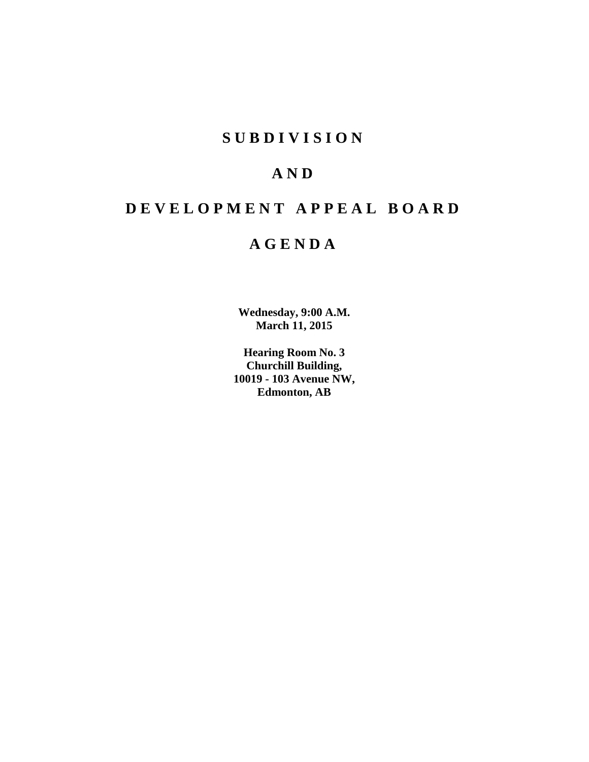# S U B D I V I S I O N

# A N D

# D E V E L O P M E N T   A P P E A L   B O A R D

# A G E N D A

**Wednesday, 9:00 A.M.**
**March 11, 2015**

**Hearing Room No. 3**
**Churchill Building,**
**10019 - 103 Avenue NW,**
**Edmonton, AB**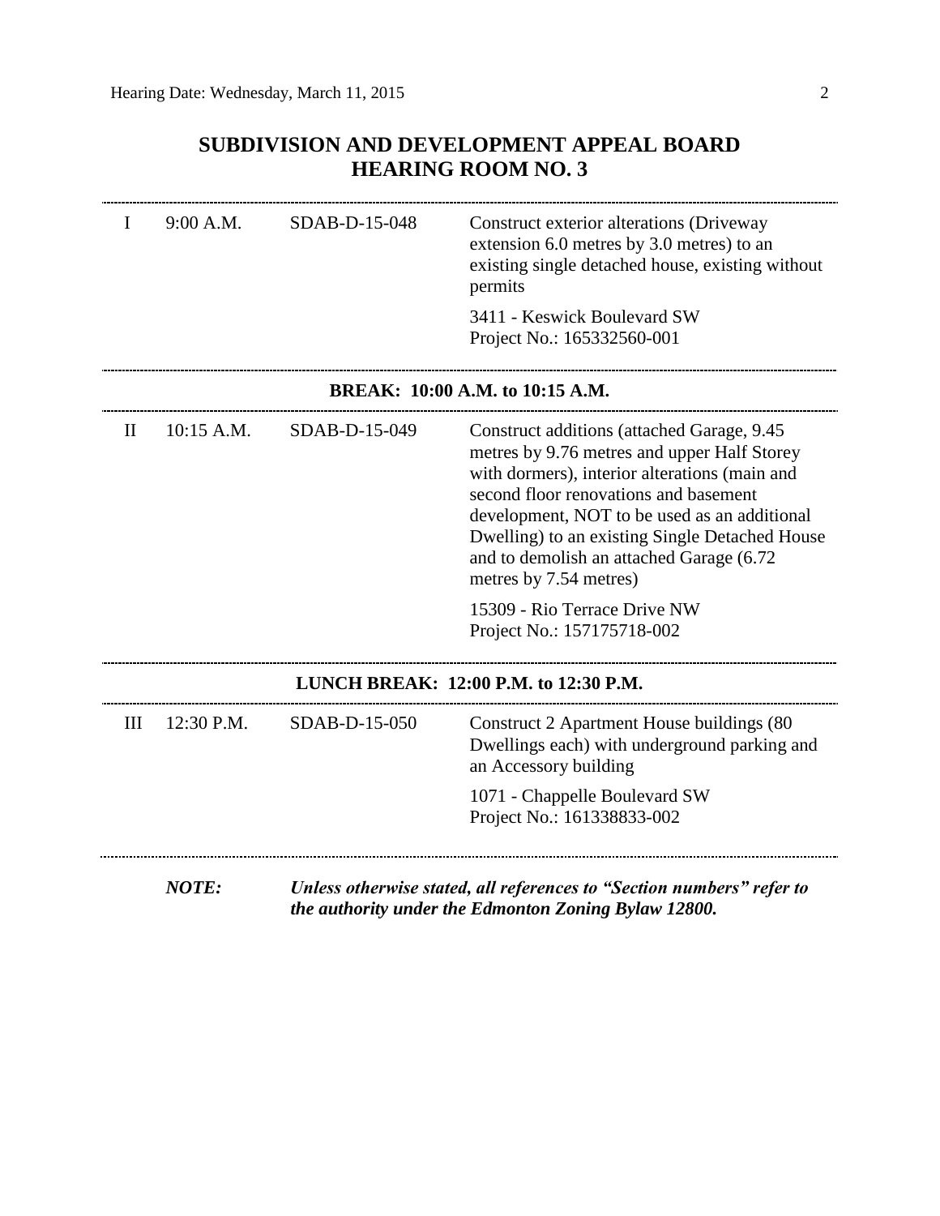## SUBDIVISION AND DEVELOPMENT APPEAL BOARD
## HEARING ROOM NO. 3

| | | | |
|---|---|---|---|
| I | 9:00 A.M. | SDAB-D-15-048 | Construct exterior alterations (Driveway extension 6.0 metres by 3.0 metres) to an existing single detached house, existing without permits<br><br>3411 - Keswick Boulevard SW<br>Project No.: 165332560-001 |

**BREAK: 10:00 A.M. to 10:15 A.M.**

| | | | |
|---|---|---|---|
| II | 10:15 A.M. | SDAB-D-15-049 | Construct additions (attached Garage, 9.45 metres by 9.76 metres and upper Half Storey with dormers), interior alterations (main and second floor renovations and basement development, NOT to be used as an additional Dwelling) to an existing Single Detached House and to demolish an attached Garage (6.72 metres by 7.54 metres)<br><br>15309 - Rio Terrace Drive NW<br>Project No.: 157175718-002 |

**LUNCH BREAK: 12:00 P.M. to 12:30 P.M.**

| | | | |
|---|---|---|---|
| III | 12:30 P.M. | SDAB-D-15-050 | Construct 2 Apartment House buildings (80 Dwellings each) with underground parking and an Accessory building<br><br>1071 - Chappelle Boulevard SW<br>Project No.: 161338833-002 |

***NOTE:*** ***Unless otherwise stated, all references to "Section numbers" refer to the authority under the Edmonton Zoning Bylaw 12800.***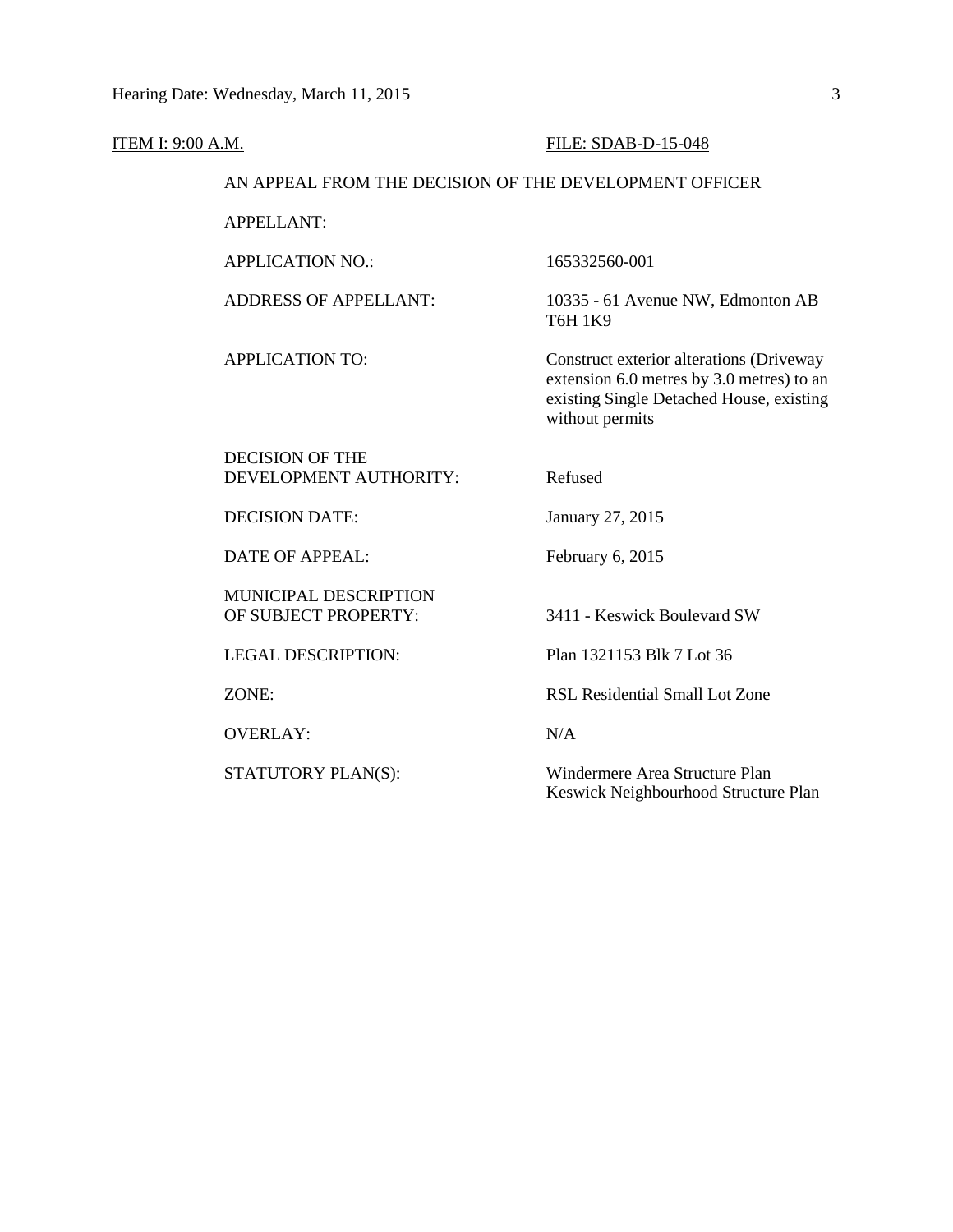ITEM I: 9:00 A.M. FILE: SDAB-D-15-048

AN APPEAL FROM THE DECISION OF THE DEVELOPMENT OFFICER

| | |
|---|---|
| APPELLANT: | |
| APPLICATION NO.: | 165332560-001 |
| ADDRESS OF APPELLANT: | 10335 - 61 Avenue NW, Edmonton AB T6H 1K9 |
| APPLICATION TO: | Construct exterior alterations (Driveway extension 6.0 metres by 3.0 metres) to an existing Single Detached House, existing without permits |
| DECISION OF THE DEVELOPMENT AUTHORITY: | Refused |
| DECISION DATE: | January 27, 2015 |
| DATE OF APPEAL: | February 6, 2015 |
| MUNICIPAL DESCRIPTION OF SUBJECT PROPERTY: | 3411 - Keswick Boulevard SW |
| LEGAL DESCRIPTION: | Plan 1321153 Blk 7 Lot 36 |
| ZONE: | RSL Residential Small Lot Zone |
| OVERLAY: | N/A |
| STATUTORY PLAN(S): | Windermere Area Structure Plan<br>Keswick Neighbourhood Structure Plan |

---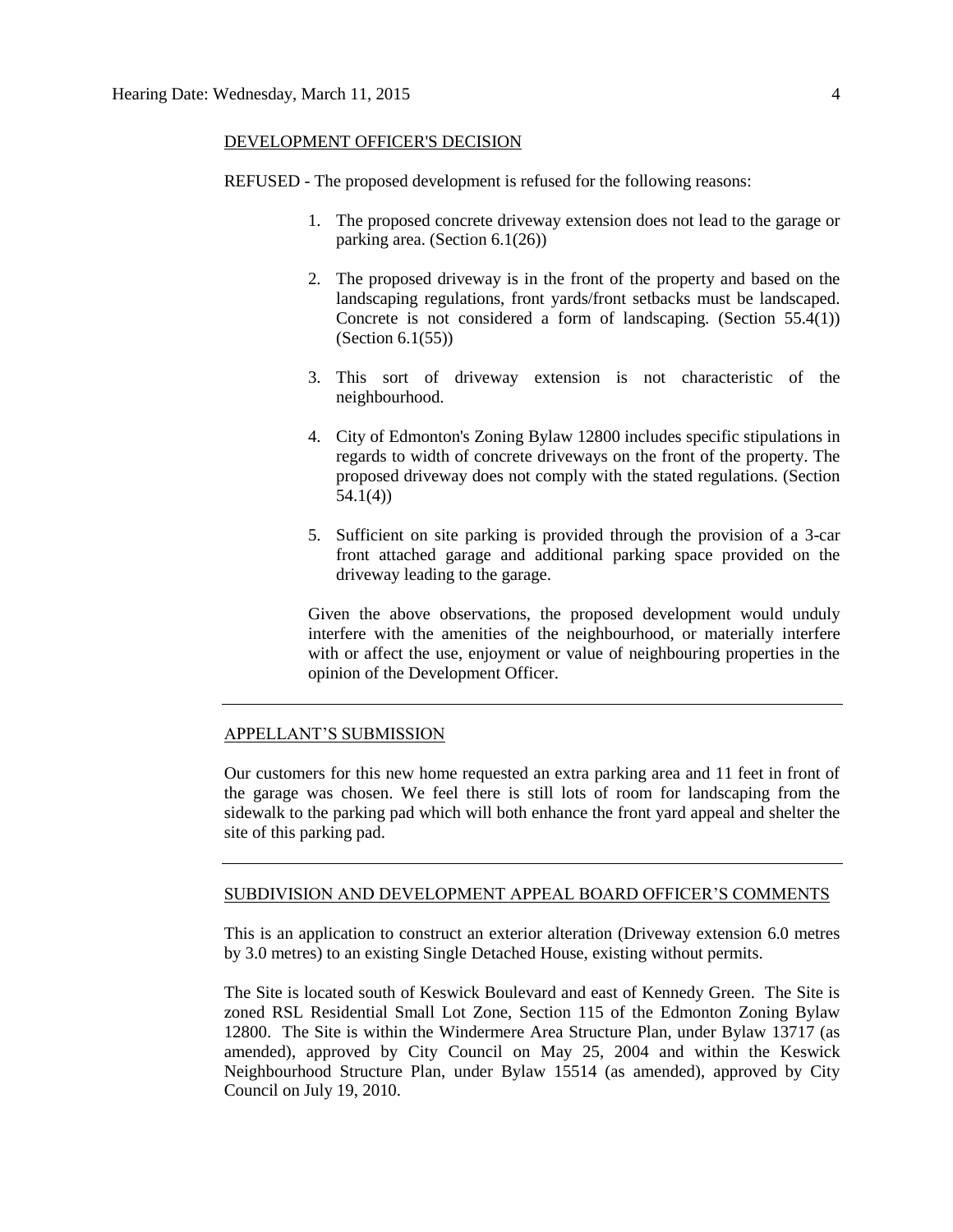DEVELOPMENT OFFICER'S DECISION

REFUSED - The proposed development is refused for the following reasons:

1. The proposed concrete driveway extension does not lead to the garage or parking area. (Section 6.1(26))
2. The proposed driveway is in the front of the property and based on the landscaping regulations, front yards/front setbacks must be landscaped. Concrete is not considered a form of landscaping. (Section 55.4(1)) (Section 6.1(55))
3. This sort of driveway extension is not characteristic of the neighbourhood.
4. City of Edmonton's Zoning Bylaw 12800 includes specific stipulations in regards to width of concrete driveways on the front of the property. The proposed driveway does not comply with the stated regulations. (Section 54.1(4))
5. Sufficient on site parking is provided through the provision of a 3-car front attached garage and additional parking space provided on the driveway leading to the garage.

Given the above observations, the proposed development would unduly interfere with the amenities of the neighbourhood, or materially interfere with or affect the use, enjoyment or value of neighbouring properties in the opinion of the Development Officer.

---

APPELLANT'S SUBMISSION

Our customers for this new home requested an extra parking area and 11 feet in front of the garage was chosen. We feel there is still lots of room for landscaping from the sidewalk to the parking pad which will both enhance the front yard appeal and shelter the site of this parking pad.

---

SUBDIVISION AND DEVELOPMENT APPEAL BOARD OFFICER'S COMMENTS

This is an application to construct an exterior alteration (Driveway extension 6.0 metres by 3.0 metres) to an existing Single Detached House, existing without permits.

The Site is located south of Keswick Boulevard and east of Kennedy Green. The Site is zoned RSL Residential Small Lot Zone, Section 115 of the Edmonton Zoning Bylaw 12800. The Site is within the Windermere Area Structure Plan, under Bylaw 13717 (as amended), approved by City Council on May 25, 2004 and within the Keswick Neighbourhood Structure Plan, under Bylaw 15514 (as amended), approved by City Council on July 19, 2010.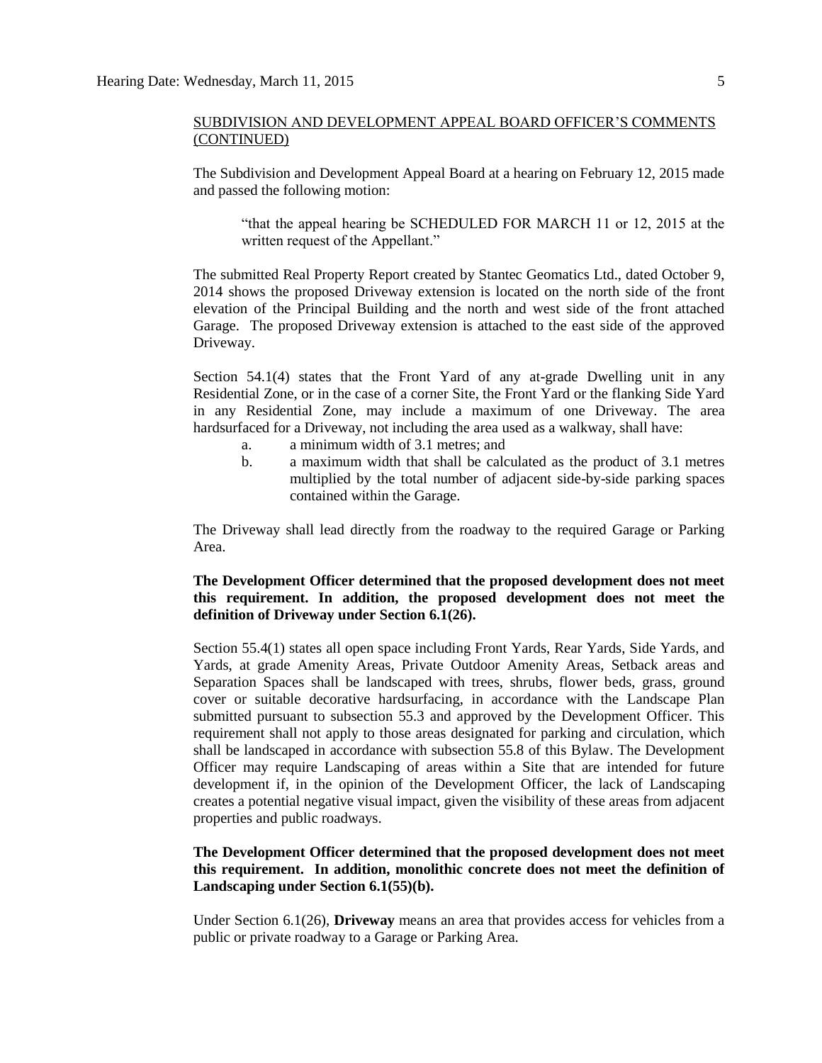SUBDIVISION AND DEVELOPMENT APPEAL BOARD OFFICER'S COMMENTS (CONTINUED)

The Subdivision and Development Appeal Board at a hearing on February 12, 2015 made and passed the following motion:

> "that the appeal hearing be SCHEDULED FOR MARCH 11 or 12, 2015 at the written request of the Appellant."

The submitted Real Property Report created by Stantec Geomatics Ltd., dated October 9, 2014 shows the proposed Driveway extension is located on the north side of the front elevation of the Principal Building and the north and west side of the front attached Garage. The proposed Driveway extension is attached to the east side of the approved Driveway.

Section 54.1(4) states that the Front Yard of any at-grade Dwelling unit in any Residential Zone, or in the case of a corner Site, the Front Yard or the flanking Side Yard in any Residential Zone, may include a maximum of one Driveway. The area hardsurfaced for a Driveway, not including the area used as a walkway, shall have:

a. a minimum width of 3.1 metres; and
b. a maximum width that shall be calculated as the product of 3.1 metres multiplied by the total number of adjacent side-by-side parking spaces contained within the Garage.

The Driveway shall lead directly from the roadway to the required Garage or Parking Area.

**The Development Officer determined that the proposed development does not meet this requirement. In addition, the proposed development does not meet the definition of Driveway under Section 6.1(26).**

Section 55.4(1) states all open space including Front Yards, Rear Yards, Side Yards, and Yards, at grade Amenity Areas, Private Outdoor Amenity Areas, Setback areas and Separation Spaces shall be landscaped with trees, shrubs, flower beds, grass, ground cover or suitable decorative hardsurfacing, in accordance with the Landscape Plan submitted pursuant to subsection 55.3 and approved by the Development Officer. This requirement shall not apply to those areas designated for parking and circulation, which shall be landscaped in accordance with subsection 55.8 of this Bylaw. The Development Officer may require Landscaping of areas within a Site that are intended for future development if, in the opinion of the Development Officer, the lack of Landscaping creates a potential negative visual impact, given the visibility of these areas from adjacent properties and public roadways.

**The Development Officer determined that the proposed development does not meet this requirement. In addition, monolithic concrete does not meet the definition of Landscaping under Section 6.1(55)(b).**

Under Section 6.1(26), **Driveway** means an area that provides access for vehicles from a public or private roadway to a Garage or Parking Area.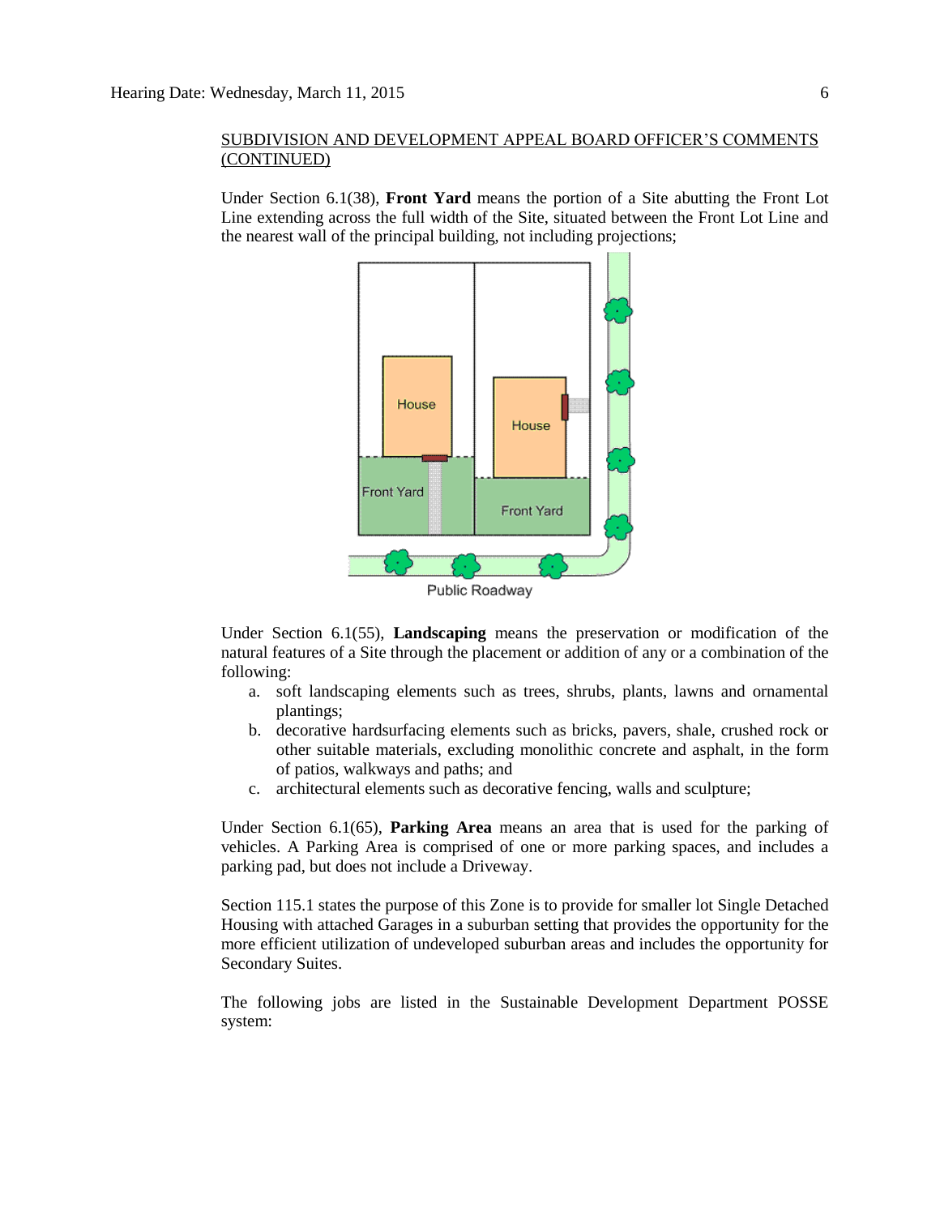SUBDIVISION AND DEVELOPMENT APPEAL BOARD OFFICER'S COMMENTS (CONTINUED)

Under Section 6.1(38), **Front Yard** means the portion of a Site abutting the Front Lot Line extending across the full width of the Site, situated between the Front Lot Line and the nearest wall of the principal building, not including projections;

Under Section 6.1(55), **Landscaping** means the preservation or modification of the natural features of a Site through the placement or addition of any or a combination of the following:

a. soft landscaping elements such as trees, shrubs, plants, lawns and ornamental plantings;
b. decorative hardsurfacing elements such as bricks, pavers, shale, crushed rock or other suitable materials, excluding monolithic concrete and asphalt, in the form of patios, walkways and paths; and
c. architectural elements such as decorative fencing, walls and sculpture;

Under Section 6.1(65), **Parking Area** means an area that is used for the parking of vehicles. A Parking Area is comprised of one or more parking spaces, and includes a parking pad, but does not include a Driveway.

Section 115.1 states the purpose of this Zone is to provide for smaller lot Single Detached Housing with attached Garages in a suburban setting that provides the opportunity for the more efficient utilization of undeveloped suburban areas and includes the opportunity for Secondary Suites.

The following jobs are listed in the Sustainable Development Department POSSE system: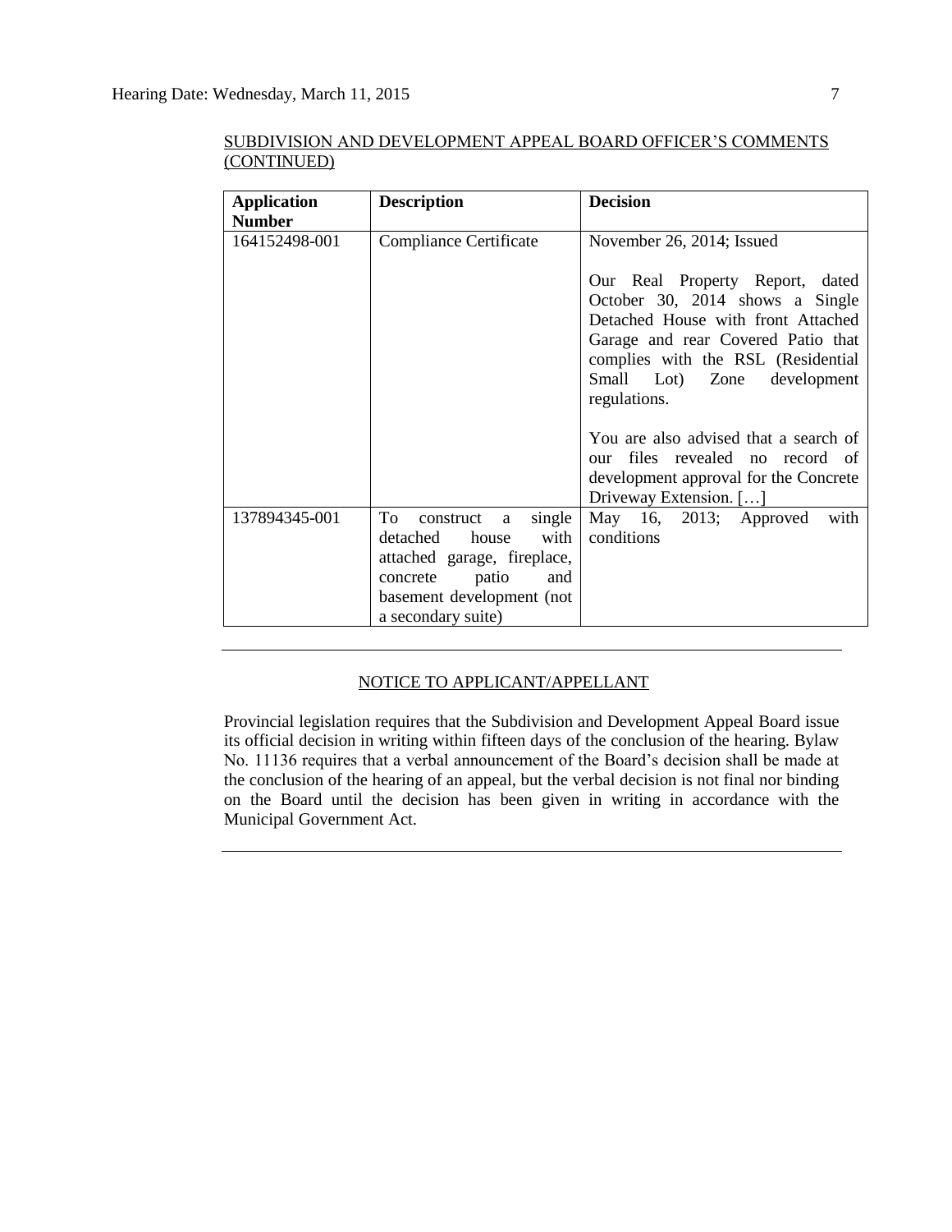SUBDIVISION AND DEVELOPMENT APPEAL BOARD OFFICER'S COMMENTS (CONTINUED)

| Application Number | Description | Decision |
|---|---|---|
| 164152498-001 | Compliance Certificate | November 26, 2014; Issued<br><br>Our Real Property Report, dated October 30, 2014 shows a Single Detached House with front Attached Garage and rear Covered Patio that complies with the RSL (Residential Small Lot) Zone development regulations.<br><br>You are also advised that a search of our files revealed no record of development approval for the Concrete Driveway Extension. […] |
| 137894345-001 | To construct a single detached house with attached garage, fireplace, concrete patio and basement development (not a secondary suite) | May 16, 2013; Approved with conditions |

---

NOTICE TO APPLICANT/APPELLANT

Provincial legislation requires that the Subdivision and Development Appeal Board issue its official decision in writing within fifteen days of the conclusion of the hearing. Bylaw No. 11136 requires that a verbal announcement of the Board's decision shall be made at the conclusion of the hearing of an appeal, but the verbal decision is not final nor binding on the Board until the decision has been given in writing in accordance with the Municipal Government Act.

---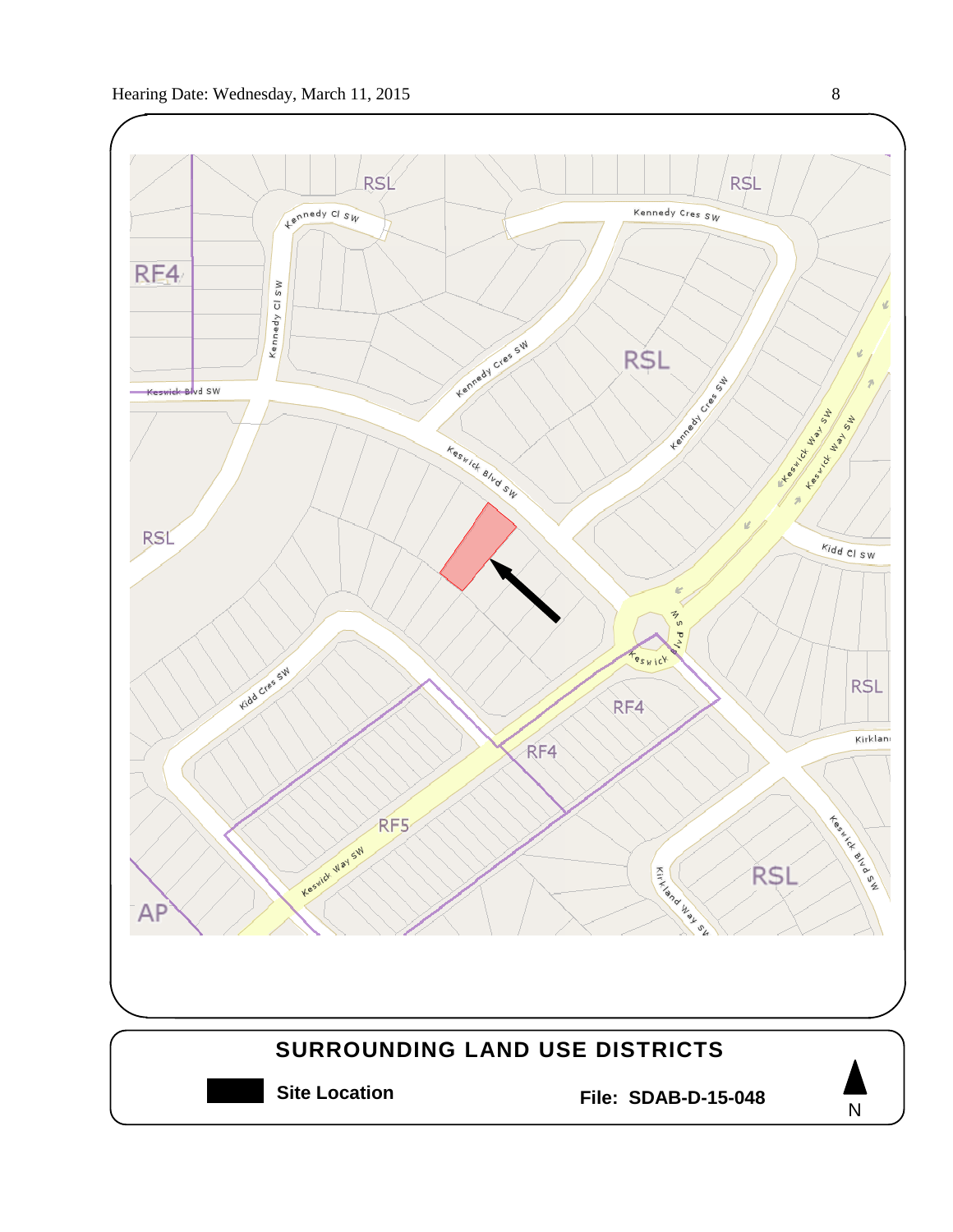RSL

RSL

Kennedy Cl SW

Kennedy Cres SW

RF4

Kennedy Cl SW

RSL

Keswick Blvd SW

Kennedy Cres SW

Kennedy Cres SW

Keswick Blvd SW

Keswick Way SW

Keswick Way SW

RSL

Kidd Cl SW

Keswick Blvd SW

Keswick

Kidd Cres SW

RSL

RF4

Kirkland

RF4

RF5

Keswick Way SW

Keswick Blvd SW

RSL

AP

Kirkland Way SW

## SURROUNDING LAND USE DISTRICTS

**Site Location**

**File: SDAB-D-15-048**

N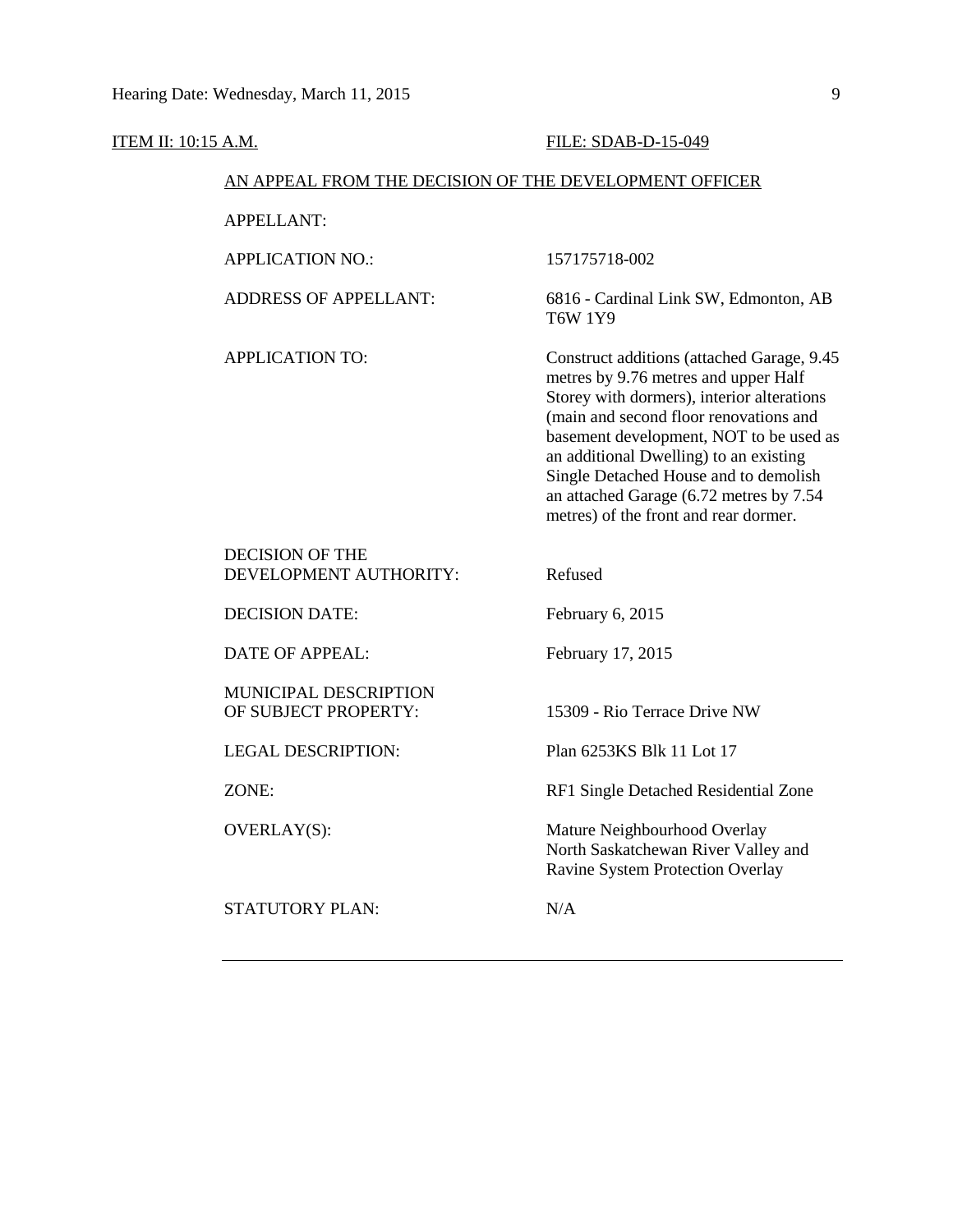ITEM II: 10:15 A.M. FILE: SDAB-D-15-049

AN APPEAL FROM THE DECISION OF THE DEVELOPMENT OFFICER

| | |
|---|---|
| APPELLANT: | |
| APPLICATION NO.: | 157175718-002 |
| ADDRESS OF APPELLANT: | 6816 - Cardinal Link SW, Edmonton, AB T6W 1Y9 |
| APPLICATION TO: | Construct additions (attached Garage, 9.45 metres by 9.76 metres and upper Half Storey with dormers), interior alterations (main and second floor renovations and basement development, NOT to be used as an additional Dwelling) to an existing Single Detached House and to demolish an attached Garage (6.72 metres by 7.54 metres) of the front and rear dormer. |
| DECISION OF THE DEVELOPMENT AUTHORITY: | Refused |
| DECISION DATE: | February 6, 2015 |
| DATE OF APPEAL: | February 17, 2015 |
| MUNICIPAL DESCRIPTION OF SUBJECT PROPERTY: | 15309 - Rio Terrace Drive NW |
| LEGAL DESCRIPTION: | Plan 6253KS Blk 11 Lot 17 |
| ZONE: | RF1 Single Detached Residential Zone |
| OVERLAY(S): | Mature Neighbourhood Overlay<br>North Saskatchewan River Valley and Ravine System Protection Overlay |
| STATUTORY PLAN: | N/A |

---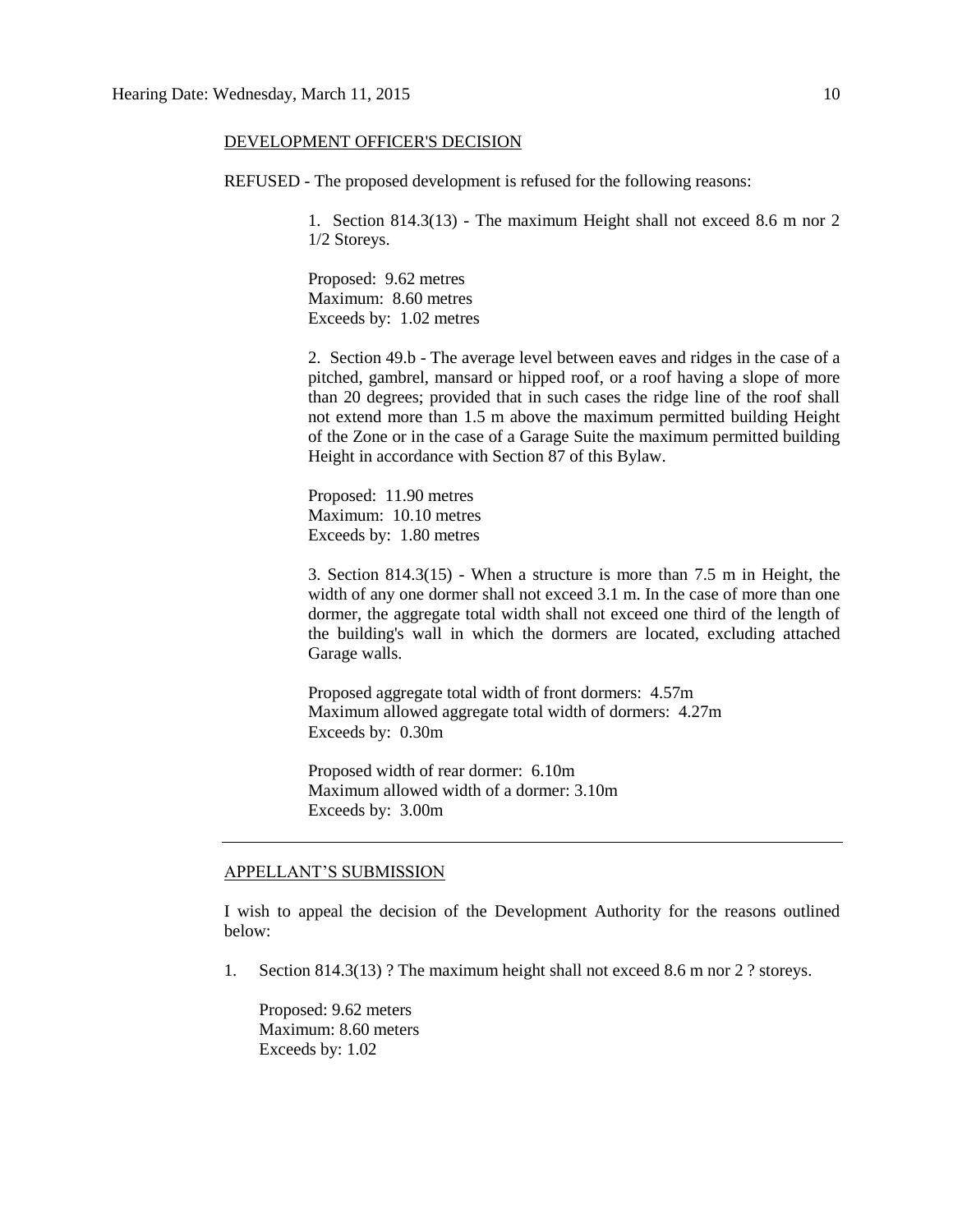DEVELOPMENT OFFICER'S DECISION

REFUSED - The proposed development is refused for the following reasons:

1. Section 814.3(13) - The maximum Height shall not exceed 8.6 m nor 2 1/2 Storeys.

   Proposed: 9.62 metres
   Maximum: 8.60 metres
   Exceeds by: 1.02 metres

2. Section 49.b - The average level between eaves and ridges in the case of a pitched, gambrel, mansard or hipped roof, or a roof having a slope of more than 20 degrees; provided that in such cases the ridge line of the roof shall not extend more than 1.5 m above the maximum permitted building Height of the Zone or in the case of a Garage Suite the maximum permitted building Height in accordance with Section 87 of this Bylaw.

   Proposed: 11.90 metres
   Maximum: 10.10 metres
   Exceeds by: 1.80 metres

3. Section 814.3(15) - When a structure is more than 7.5 m in Height, the width of any one dormer shall not exceed 3.1 m. In the case of more than one dormer, the aggregate total width shall not exceed one third of the length of the building's wall in which the dormers are located, excluding attached Garage walls.

   Proposed aggregate total width of front dormers: 4.57m
   Maximum allowed aggregate total width of dormers: 4.27m
   Exceeds by: 0.30m

   Proposed width of rear dormer: 6.10m
   Maximum allowed width of a dormer: 3.10m
   Exceeds by: 3.00m

---

APPELLANT'S SUBMISSION

I wish to appeal the decision of the Development Authority for the reasons outlined below:

1. Section 814.3(13) ? The maximum height shall not exceed 8.6 m nor 2 ? storeys.

   Proposed: 9.62 meters
   Maximum: 8.60 meters
   Exceeds by: 1.02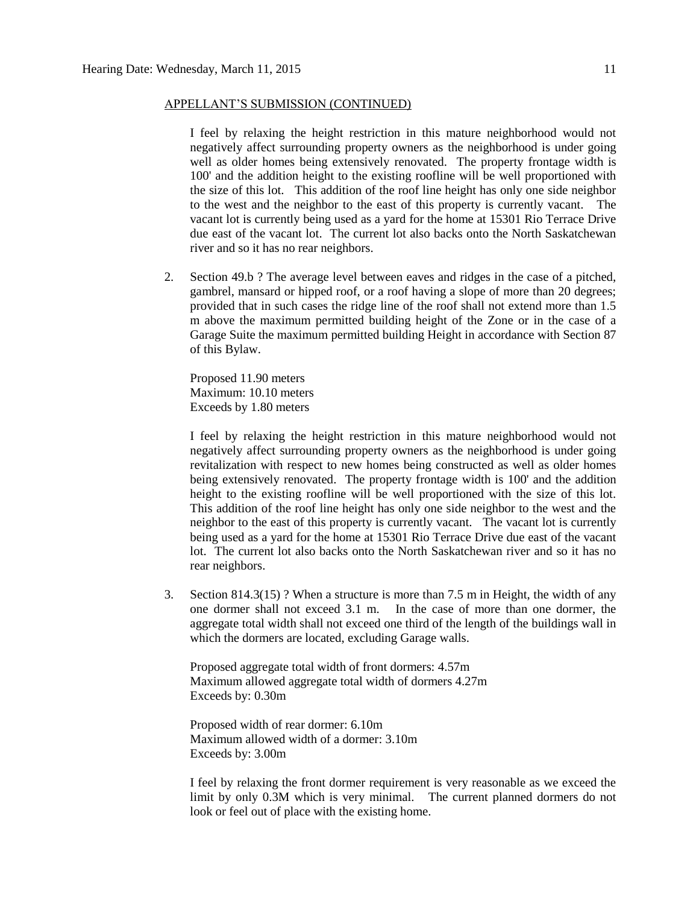APPELLANT'S SUBMISSION (CONTINUED)

I feel by relaxing the height restriction in this mature neighborhood would not negatively affect surrounding property owners as the neighborhood is under going well as older homes being extensively renovated. The property frontage width is 100' and the addition height to the existing roofline will be well proportioned with the size of this lot. This addition of the roof line height has only one side neighbor to the west and the neighbor to the east of this property is currently vacant. The vacant lot is currently being used as a yard for the home at 15301 Rio Terrace Drive due east of the vacant lot. The current lot also backs onto the North Saskatchewan river and so it has no rear neighbors.

2. Section 49.b ? The average level between eaves and ridges in the case of a pitched, gambrel, mansard or hipped roof, or a roof having a slope of more than 20 degrees; provided that in such cases the ridge line of the roof shall not extend more than 1.5 m above the maximum permitted building height of the Zone or in the case of a Garage Suite the maximum permitted building Height in accordance with Section 87 of this Bylaw.

   Proposed 11.90 meters
   Maximum: 10.10 meters
   Exceeds by 1.80 meters

   I feel by relaxing the height restriction in this mature neighborhood would not negatively affect surrounding property owners as the neighborhood is under going revitalization with respect to new homes being constructed as well as older homes being extensively renovated. The property frontage width is 100' and the addition height to the existing roofline will be well proportioned with the size of this lot. This addition of the roof line height has only one side neighbor to the west and the neighbor to the east of this property is currently vacant. The vacant lot is currently being used as a yard for the home at 15301 Rio Terrace Drive due east of the vacant lot. The current lot also backs onto the North Saskatchewan river and so it has no rear neighbors.

3. Section 814.3(15) ? When a structure is more than 7.5 m in Height, the width of any one dormer shall not exceed 3.1 m. In the case of more than one dormer, the aggregate total width shall not exceed one third of the length of the buildings wall in which the dormers are located, excluding Garage walls.

   Proposed aggregate total width of front dormers: 4.57m
   Maximum allowed aggregate total width of dormers 4.27m
   Exceeds by: 0.30m

   Proposed width of rear dormer: 6.10m
   Maximum allowed width of a dormer: 3.10m
   Exceeds by: 3.00m

   I feel by relaxing the front dormer requirement is very reasonable as we exceed the limit by only 0.3M which is very minimal. The current planned dormers do not look or feel out of place with the existing home.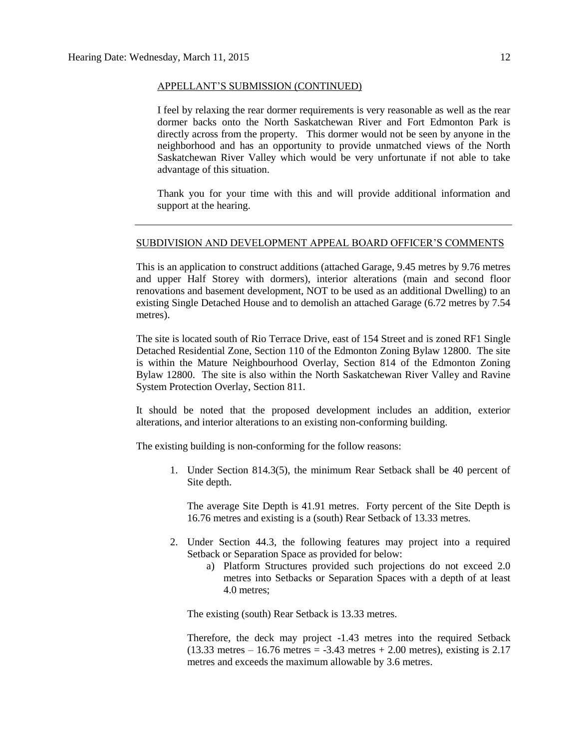APPELLANT'S SUBMISSION (CONTINUED)

I feel by relaxing the rear dormer requirements is very reasonable as well as the rear dormer backs onto the North Saskatchewan River and Fort Edmonton Park is directly across from the property. This dormer would not be seen by anyone in the neighborhood and has an opportunity to provide unmatched views of the North Saskatchewan River Valley which would be very unfortunate if not able to take advantage of this situation.

Thank you for your time with this and will provide additional information and support at the hearing.

---

SUBDIVISION AND DEVELOPMENT APPEAL BOARD OFFICER'S COMMENTS

This is an application to construct additions (attached Garage, 9.45 metres by 9.76 metres and upper Half Storey with dormers), interior alterations (main and second floor renovations and basement development, NOT to be used as an additional Dwelling) to an existing Single Detached House and to demolish an attached Garage (6.72 metres by 7.54 metres).

The site is located south of Rio Terrace Drive, east of 154 Street and is zoned RF1 Single Detached Residential Zone, Section 110 of the Edmonton Zoning Bylaw 12800. The site is within the Mature Neighbourhood Overlay, Section 814 of the Edmonton Zoning Bylaw 12800. The site is also within the North Saskatchewan River Valley and Ravine System Protection Overlay, Section 811.

It should be noted that the proposed development includes an addition, exterior alterations, and interior alterations to an existing non-conforming building.

The existing building is non-conforming for the follow reasons:

1. Under Section 814.3(5), the minimum Rear Setback shall be 40 percent of Site depth.

   The average Site Depth is 41.91 metres. Forty percent of the Site Depth is 16.76 metres and existing is a (south) Rear Setback of 13.33 metres.

2. Under Section 44.3, the following features may project into a required Setback or Separation Space as provided for below:
   a) Platform Structures provided such projections do not exceed 2.0 metres into Setbacks or Separation Spaces with a depth of at least 4.0 metres;

   The existing (south) Rear Setback is 13.33 metres.

   Therefore, the deck may project -1.43 metres into the required Setback (13.33 metres – 16.76 metres = -3.43 metres + 2.00 metres), existing is 2.17 metres and exceeds the maximum allowable by 3.6 metres.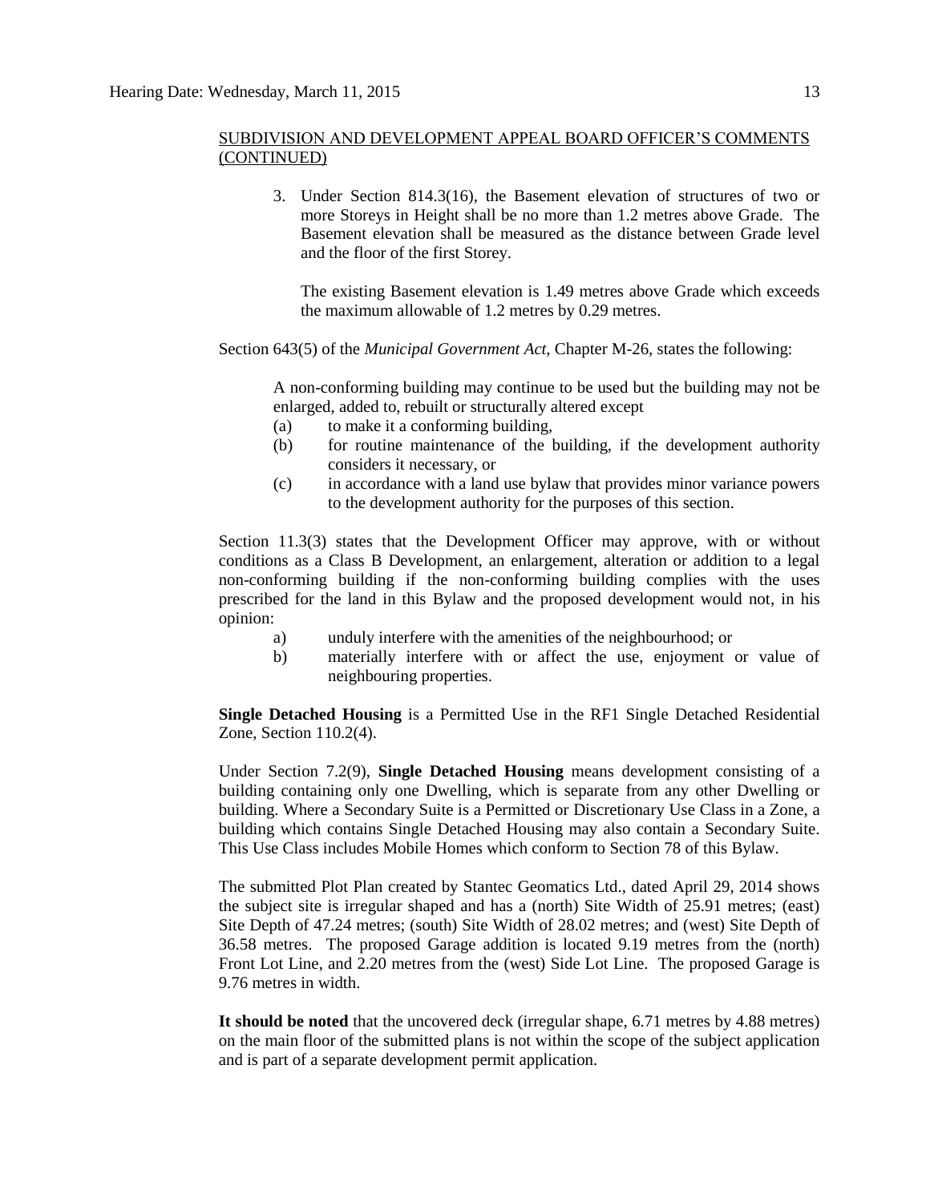SUBDIVISION AND DEVELOPMENT APPEAL BOARD OFFICER'S COMMENTS (CONTINUED)

3. Under Section 814.3(16), the Basement elevation of structures of two or more Storeys in Height shall be no more than 1.2 metres above Grade. The Basement elevation shall be measured as the distance between Grade level and the floor of the first Storey.

   The existing Basement elevation is 1.49 metres above Grade which exceeds the maximum allowable of 1.2 metres by 0.29 metres.

Section 643(5) of the *Municipal Government Act*, Chapter M-26, states the following:

> A non-conforming building may continue to be used but the building may not be enlarged, added to, rebuilt or structurally altered except
>
> (a) to make it a conforming building,
>
> (b) for routine maintenance of the building, if the development authority considers it necessary, or
>
> (c) in accordance with a land use bylaw that provides minor variance powers to the development authority for the purposes of this section.

Section 11.3(3) states that the Development Officer may approve, with or without conditions as a Class B Development, an enlargement, alteration or addition to a legal non-conforming building if the non-conforming building complies with the uses prescribed for the land in this Bylaw and the proposed development would not, in his opinion:

> a) unduly interfere with the amenities of the neighbourhood; or
>
> b) materially interfere with or affect the use, enjoyment or value of neighbouring properties.

**Single Detached Housing** is a Permitted Use in the RF1 Single Detached Residential Zone, Section 110.2(4).

Under Section 7.2(9), **Single Detached Housing** means development consisting of a building containing only one Dwelling, which is separate from any other Dwelling or building. Where a Secondary Suite is a Permitted or Discretionary Use Class in a Zone, a building which contains Single Detached Housing may also contain a Secondary Suite. This Use Class includes Mobile Homes which conform to Section 78 of this Bylaw.

The submitted Plot Plan created by Stantec Geomatics Ltd., dated April 29, 2014 shows the subject site is irregular shaped and has a (north) Site Width of 25.91 metres; (east) Site Depth of 47.24 metres; (south) Site Width of 28.02 metres; and (west) Site Depth of 36.58 metres. The proposed Garage addition is located 9.19 metres from the (north) Front Lot Line, and 2.20 metres from the (west) Side Lot Line. The proposed Garage is 9.76 metres in width.

**It should be noted** that the uncovered deck (irregular shape, 6.71 metres by 4.88 metres) on the main floor of the submitted plans is not within the scope of the subject application and is part of a separate development permit application.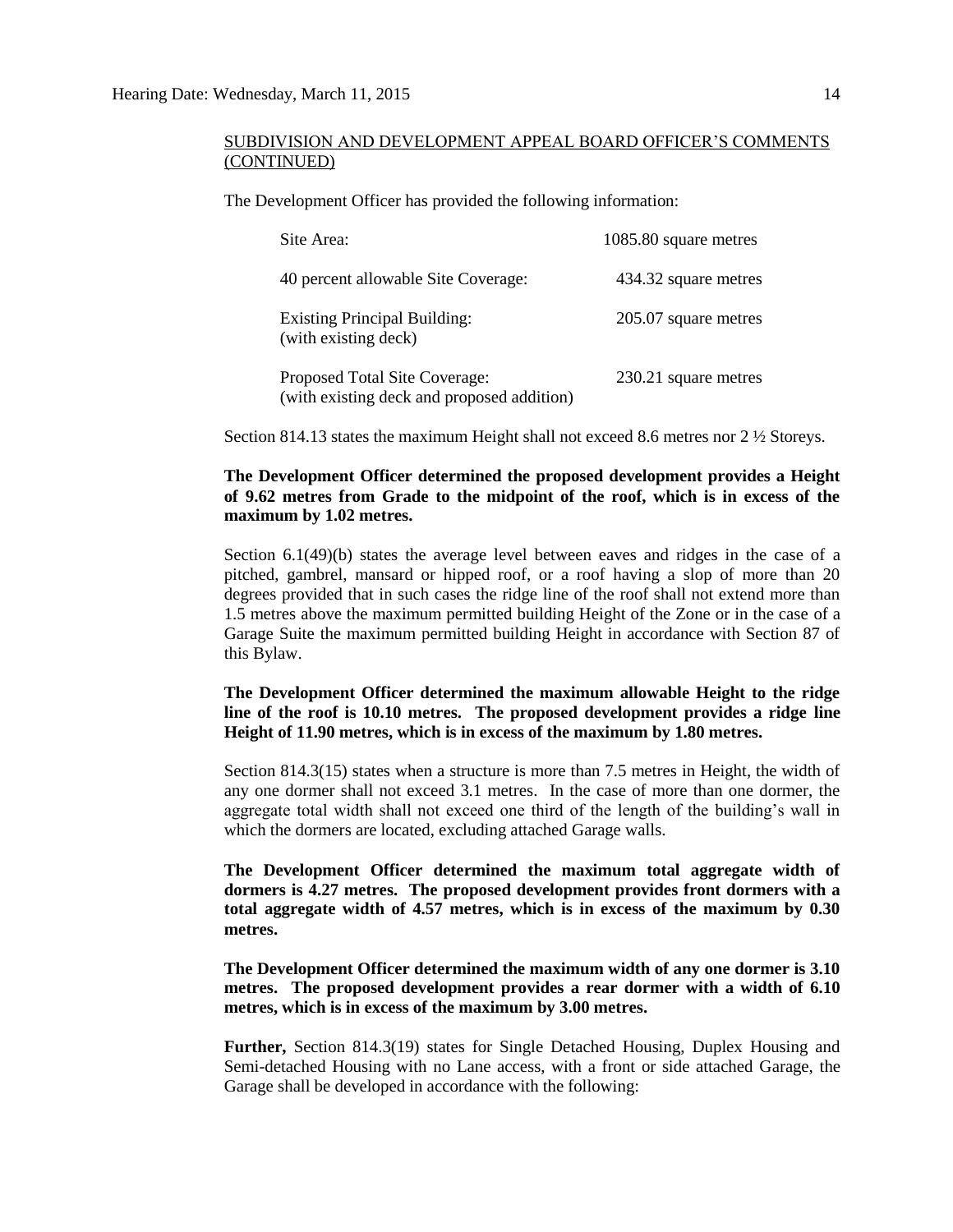SUBDIVISION AND DEVELOPMENT APPEAL BOARD OFFICER'S COMMENTS (CONTINUED)

The Development Officer has provided the following information:

| | |
|---|---|
| Site Area: | 1085.80 square metres |
| 40 percent allowable Site Coverage: | 434.32 square metres |
| Existing Principal Building: (with existing deck) | 205.07 square metres |
| Proposed Total Site Coverage: (with existing deck and proposed addition) | 230.21 square metres |

Section 814.13 states the maximum Height shall not exceed 8.6 metres nor 2 ½ Storeys.

**The Development Officer determined the proposed development provides a Height of 9.62 metres from Grade to the midpoint of the roof, which is in excess of the maximum by 1.02 metres.**

Section 6.1(49)(b) states the average level between eaves and ridges in the case of a pitched, gambrel, mansard or hipped roof, or a roof having a slop of more than 20 degrees provided that in such cases the ridge line of the roof shall not extend more than 1.5 metres above the maximum permitted building Height of the Zone or in the case of a Garage Suite the maximum permitted building Height in accordance with Section 87 of this Bylaw.

**The Development Officer determined the maximum allowable Height to the ridge line of the roof is 10.10 metres. The proposed development provides a ridge line Height of 11.90 metres, which is in excess of the maximum by 1.80 metres.**

Section 814.3(15) states when a structure is more than 7.5 metres in Height, the width of any one dormer shall not exceed 3.1 metres. In the case of more than one dormer, the aggregate total width shall not exceed one third of the length of the building's wall in which the dormers are located, excluding attached Garage walls.

**The Development Officer determined the maximum total aggregate width of dormers is 4.27 metres. The proposed development provides front dormers with a total aggregate width of 4.57 metres, which is in excess of the maximum by 0.30 metres.**

**The Development Officer determined the maximum width of any one dormer is 3.10 metres. The proposed development provides a rear dormer with a width of 6.10 metres, which is in excess of the maximum by 3.00 metres.**

**Further,** Section 814.3(19) states for Single Detached Housing, Duplex Housing and Semi-detached Housing with no Lane access, with a front or side attached Garage, the Garage shall be developed in accordance with the following: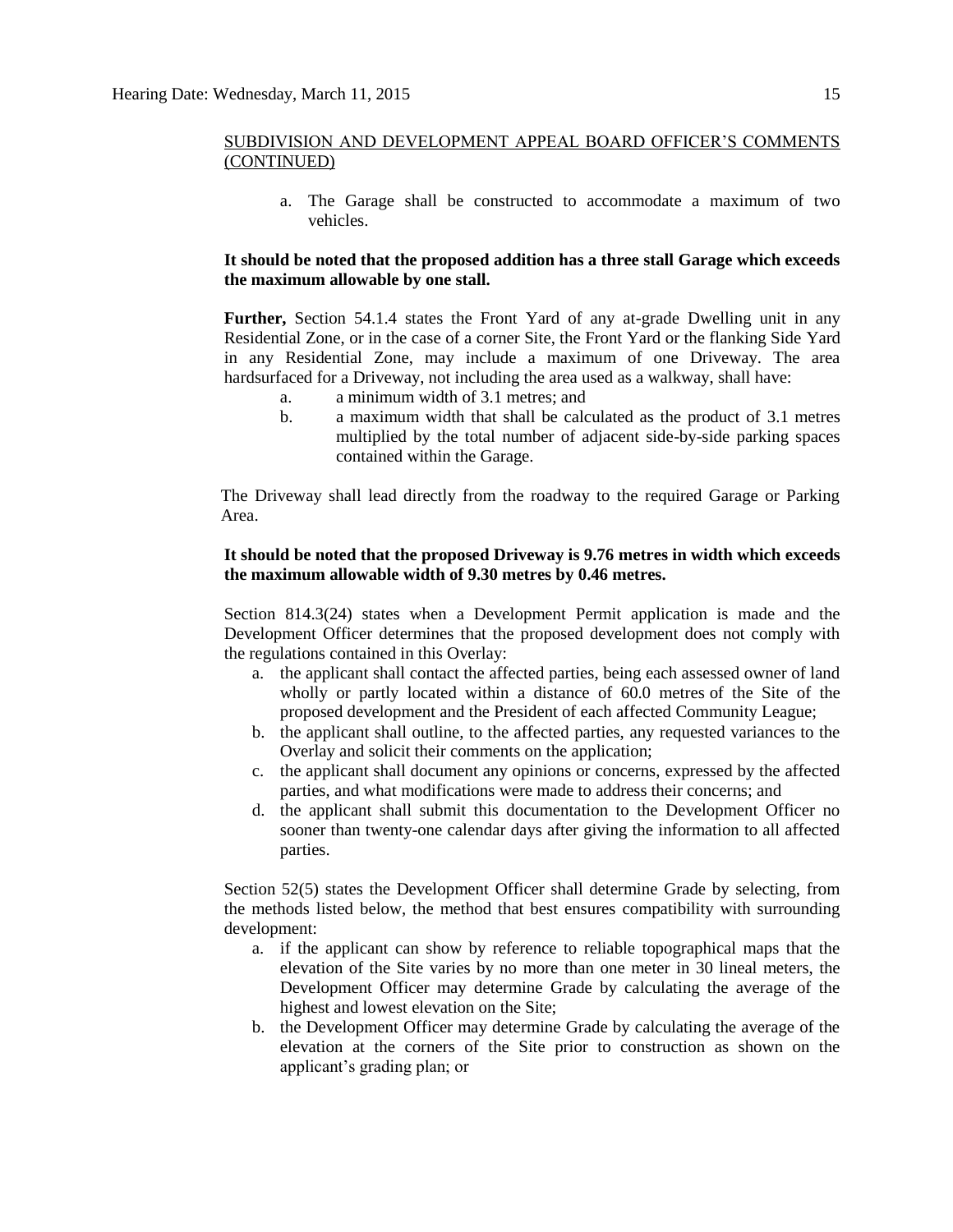SUBDIVISION AND DEVELOPMENT APPEAL BOARD OFFICER'S COMMENTS (CONTINUED)

a. The Garage shall be constructed to accommodate a maximum of two vehicles.

**It should be noted that the proposed addition has a three stall Garage which exceeds the maximum allowable by one stall.**

**Further,** Section 54.1.4 states the Front Yard of any at-grade Dwelling unit in any Residential Zone, or in the case of a corner Site, the Front Yard or the flanking Side Yard in any Residential Zone, may include a maximum of one Driveway. The area hardsurfaced for a Driveway, not including the area used as a walkway, shall have:

a. a minimum width of 3.1 metres; and
b. a maximum width that shall be calculated as the product of 3.1 metres multiplied by the total number of adjacent side-by-side parking spaces contained within the Garage.

The Driveway shall lead directly from the roadway to the required Garage or Parking Area.

**It should be noted that the proposed Driveway is 9.76 metres in width which exceeds the maximum allowable width of 9.30 metres by 0.46 metres.**

Section 814.3(24) states when a Development Permit application is made and the Development Officer determines that the proposed development does not comply with the regulations contained in this Overlay:

a. the applicant shall contact the affected parties, being each assessed owner of land wholly or partly located within a distance of 60.0 metres of the Site of the proposed development and the President of each affected Community League;
b. the applicant shall outline, to the affected parties, any requested variances to the Overlay and solicit their comments on the application;
c. the applicant shall document any opinions or concerns, expressed by the affected parties, and what modifications were made to address their concerns; and
d. the applicant shall submit this documentation to the Development Officer no sooner than twenty-one calendar days after giving the information to all affected parties.

Section 52(5) states the Development Officer shall determine Grade by selecting, from the methods listed below, the method that best ensures compatibility with surrounding development:

a. if the applicant can show by reference to reliable topographical maps that the elevation of the Site varies by no more than one meter in 30 lineal meters, the Development Officer may determine Grade by calculating the average of the highest and lowest elevation on the Site;
b. the Development Officer may determine Grade by calculating the average of the elevation at the corners of the Site prior to construction as shown on the applicant's grading plan; or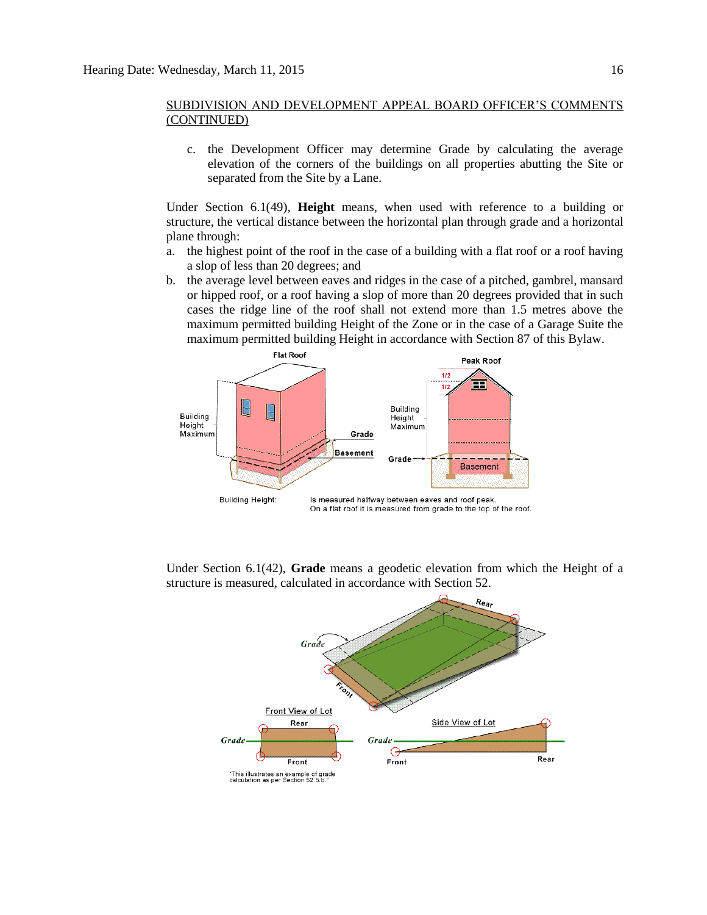SUBDIVISION AND DEVELOPMENT APPEAL BOARD OFFICER'S COMMENTS (CONTINUED)

c. the Development Officer may determine Grade by calculating the average elevation of the corners of the buildings on all properties abutting the Site or separated from the Site by a Lane.

Under Section 6.1(49), **Height** means, when used with reference to a building or structure, the vertical distance between the horizontal plan through grade and a horizontal plane through:

a. the highest point of the roof in the case of a building with a flat roof or a roof having a slope of less than 20 degrees; and
b. the average level between eaves and ridges in the case of a pitched, gambrel, mansard or hipped roof, or a roof having a slope of more than 20 degrees provided that in such cases the ridge line of the roof shall not extend more than 1.5 metres above the maximum permitted building Height of the Zone or in the case of a Garage Suite the maximum permitted building Height in accordance with Section 87 of this Bylaw.

Flat Roof | Peak Roof

Building Height: Is measured halfway between eaves and roof peak. On a flat roof it is measured from grade to the top of the roof.

Under Section 6.1(42), **Grade** means a geodetic elevation from which the Height of a structure is measured, calculated in accordance with Section 52.

"This illustrates an example of grade calculation as per Section 52.5.b."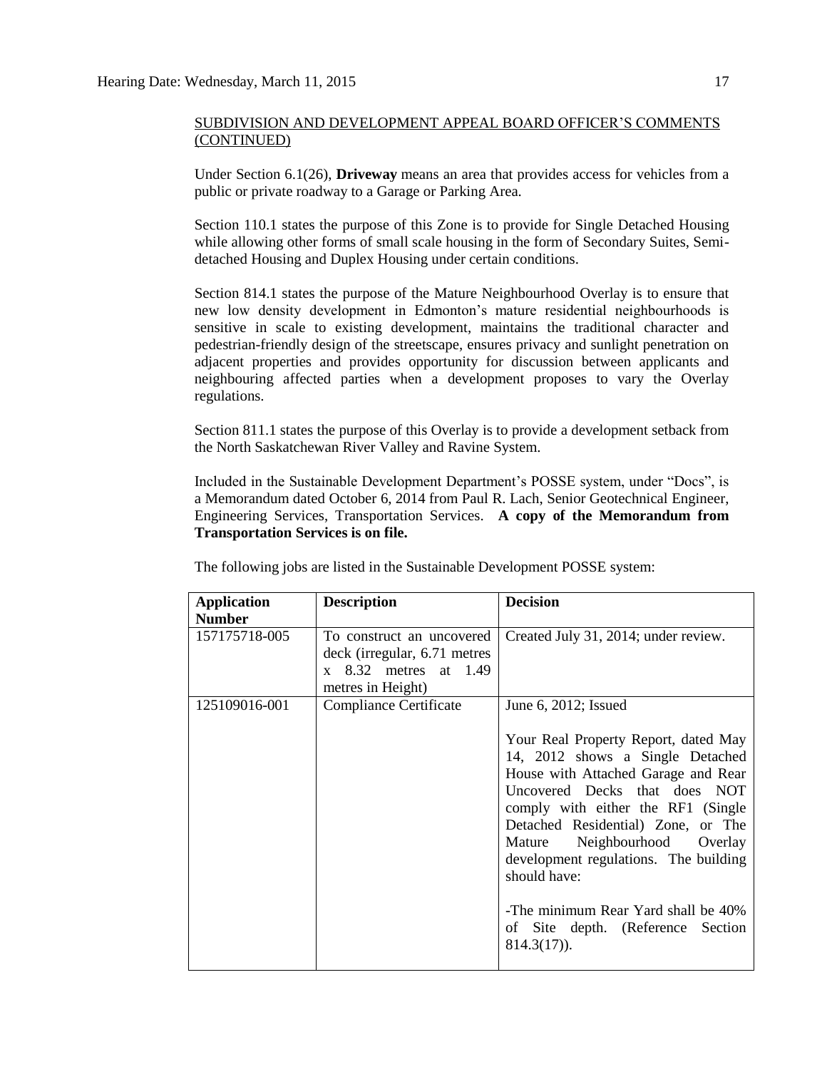SUBDIVISION AND DEVELOPMENT APPEAL BOARD OFFICER'S COMMENTS (CONTINUED)

Under Section 6.1(26), **Driveway** means an area that provides access for vehicles from a public or private roadway to a Garage or Parking Area.

Section 110.1 states the purpose of this Zone is to provide for Single Detached Housing while allowing other forms of small scale housing in the form of Secondary Suites, Semi-detached Housing and Duplex Housing under certain conditions.

Section 814.1 states the purpose of the Mature Neighbourhood Overlay is to ensure that new low density development in Edmonton's mature residential neighbourhoods is sensitive in scale to existing development, maintains the traditional character and pedestrian-friendly design of the streetscape, ensures privacy and sunlight penetration on adjacent properties and provides opportunity for discussion between applicants and neighbouring affected parties when a development proposes to vary the Overlay regulations.

Section 811.1 states the purpose of this Overlay is to provide a development setback from the North Saskatchewan River Valley and Ravine System.

Included in the Sustainable Development Department's POSSE system, under "Docs", is a Memorandum dated October 6, 2014 from Paul R. Lach, Senior Geotechnical Engineer, Engineering Services, Transportation Services. **A copy of the Memorandum from Transportation Services is on file.**

The following jobs are listed in the Sustainable Development POSSE system:

| Application Number | Description | Decision |
|---|---|---|
| 157175718-005 | To construct an uncovered deck (irregular, 6.71 metres x 8.32 metres at 1.49 metres in Height) | Created July 31, 2014; under review. |
| 125109016-001 | Compliance Certificate | June 6, 2012; Issued<br><br>Your Real Property Report, dated May 14, 2012 shows a Single Detached House with Attached Garage and Rear Uncovered Decks that does NOT comply with either the RF1 (Single Detached Residential) Zone, or The Mature Neighbourhood Overlay development regulations. The building should have:<br><br>-The minimum Rear Yard shall be 40% of Site depth. (Reference Section 814.3(17)). |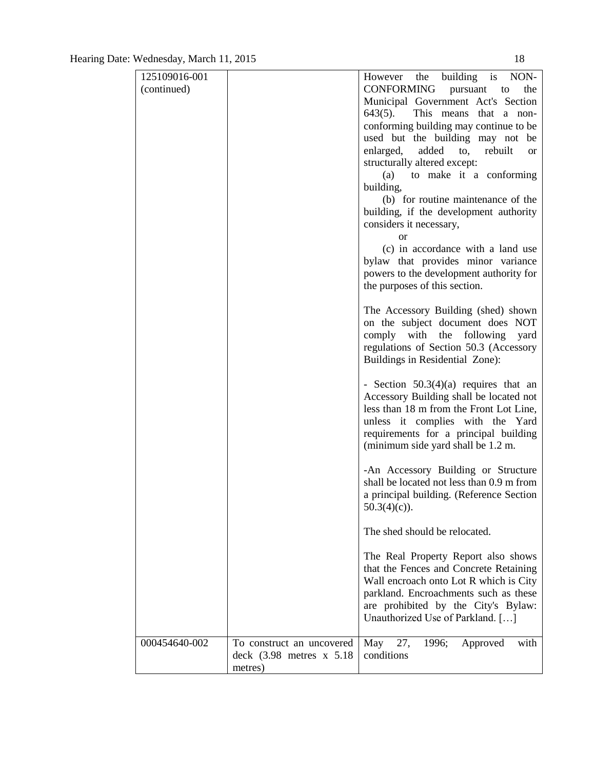| | | |
|---|---|---|
| 125109016-001 (continued) | | However the building is NON-CONFORMING pursuant to the Municipal Government Act's Section 643(5). This means that a non-conforming building may continue to be used but the building may not be enlarged, added to, rebuilt or structurally altered except:<br>(a) to make it a conforming building,<br>(b) for routine maintenance of the building, if the development authority considers it necessary,<br>or<br>(c) in accordance with a land use bylaw that provides minor variance powers to the development authority for the purposes of this section.<br><br>The Accessory Building (shed) shown on the subject document does NOT comply with the following yard regulations of Section 50.3 (Accessory Buildings in Residential Zone):<br><br>- Section 50.3(4)(a) requires that an Accessory Building shall be located not less than 18 m from the Front Lot Line, unless it complies with the Yard requirements for a principal building (minimum side yard shall be 1.2 m.<br><br>-An Accessory Building or Structure shall be located not less than 0.9 m from a principal building. (Reference Section 50.3(4)(c)).<br><br>The shed should be relocated.<br><br>The Real Property Report also shows that the Fences and Concrete Retaining Wall encroach onto Lot R which is City parkland. Encroachments such as these are prohibited by the City's Bylaw: Unauthorized Use of Parkland. […] |
| 000454640-002 | To construct an uncovered deck (3.98 metres x 5.18 metres) | May 27, 1996; Approved with conditions |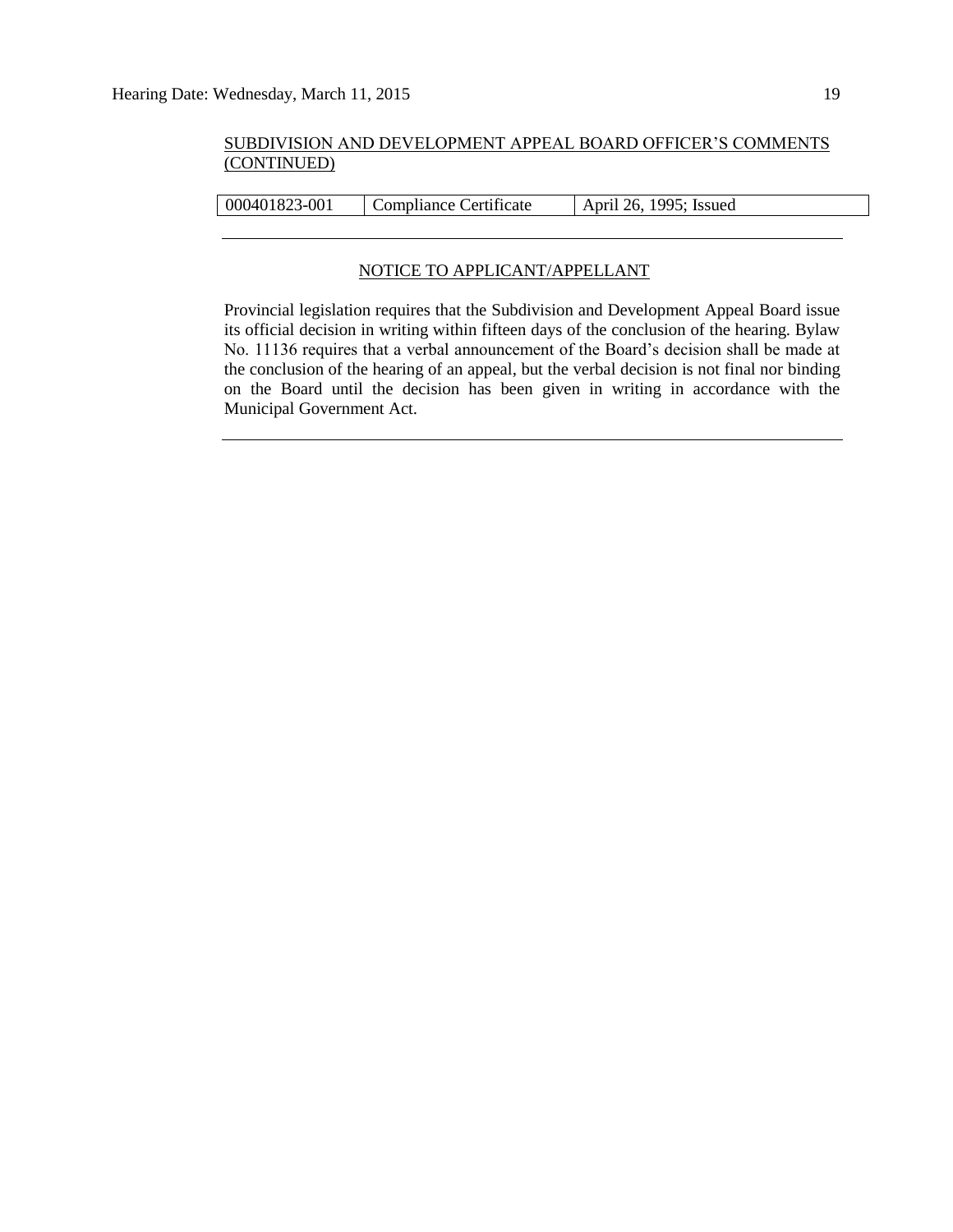SUBDIVISION AND DEVELOPMENT APPEAL BOARD OFFICER'S COMMENTS (CONTINUED)

| 000401823-001 | Compliance Certificate | April 26, 1995; Issued |
|---|---|---|

---

NOTICE TO APPLICANT/APPELLANT

Provincial legislation requires that the Subdivision and Development Appeal Board issue its official decision in writing within fifteen days of the conclusion of the hearing. Bylaw No. 11136 requires that a verbal announcement of the Board's decision shall be made at the conclusion of the hearing of an appeal, but the verbal decision is not final nor binding on the Board until the decision has been given in writing in accordance with the Municipal Government Act.

---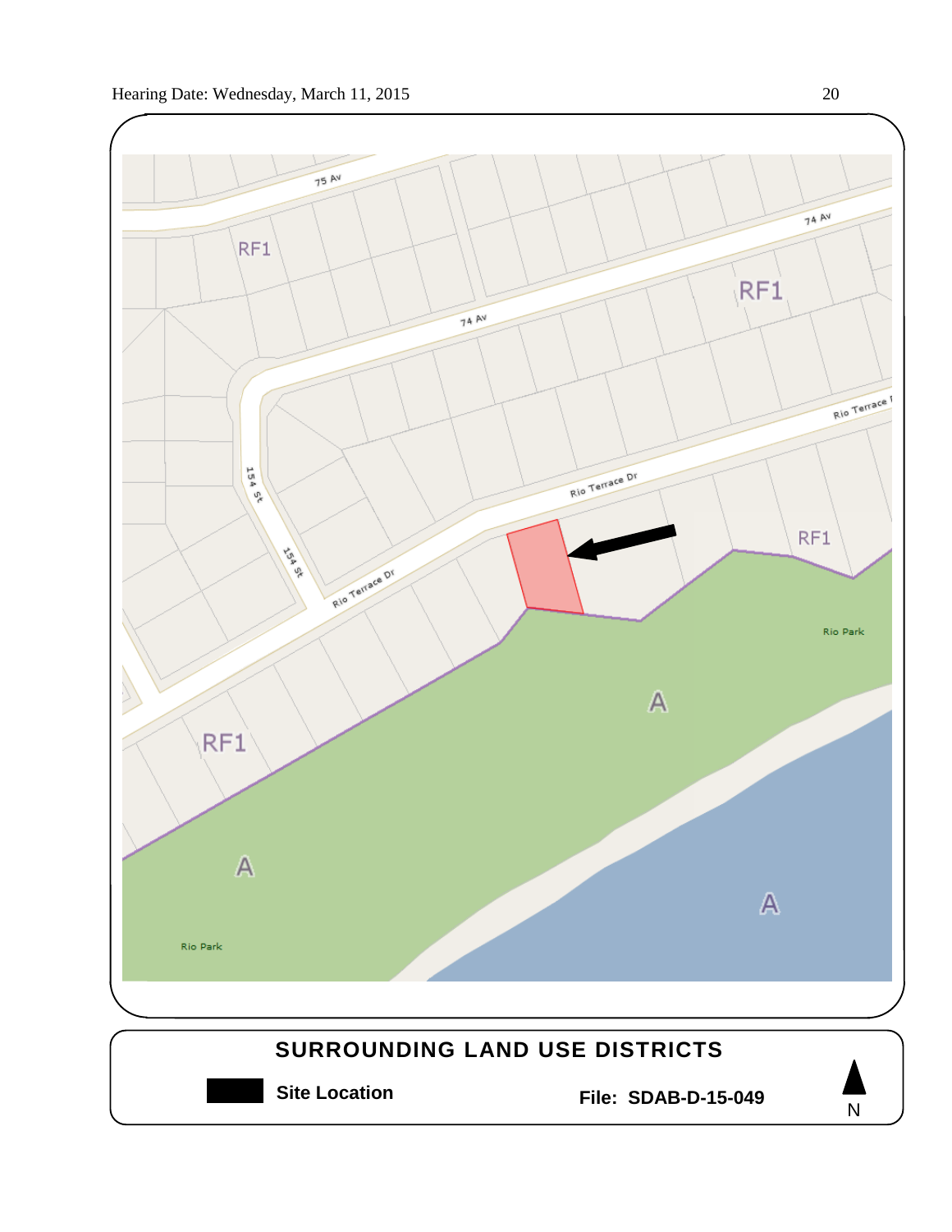75 Av

74 Av

RF1

RF1

74 Av

Rio Terrace Dr

154 St

154 St

Rio Terrace Dr

Rio Terrace Dr

RF1

RF1

Rio Park

A

A

A

Rio Park

## SURROUNDING LAND USE DISTRICTS

**Site Location** **File: SDAB-D-15-049** N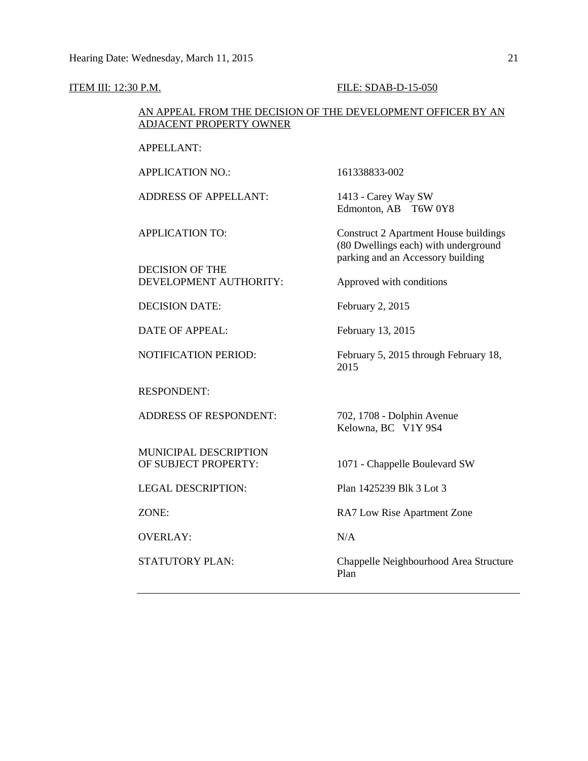ITEM III: 12:30 P.M. FILE: SDAB-D-15-050

AN APPEAL FROM THE DECISION OF THE DEVELOPMENT OFFICER BY AN ADJACENT PROPERTY OWNER

| | |
|---|---|
| APPELLANT: | |
| APPLICATION NO.: | 161338833-002 |
| ADDRESS OF APPELLANT: | 1413 - Carey Way SW<br>Edmonton, AB T6W 0Y8 |
| APPLICATION TO: | Construct 2 Apartment House buildings (80 Dwellings each) with underground parking and an Accessory building |
| DECISION OF THE DEVELOPMENT AUTHORITY: | Approved with conditions |
| DECISION DATE: | February 2, 2015 |
| DATE OF APPEAL: | February 13, 2015 |
| NOTIFICATION PERIOD: | February 5, 2015 through February 18, 2015 |
| RESPONDENT: | |
| ADDRESS OF RESPONDENT: | 702, 1708 - Dolphin Avenue<br>Kelowna, BC V1Y 9S4 |
| MUNICIPAL DESCRIPTION OF SUBJECT PROPERTY: | 1071 - Chappelle Boulevard SW |
| LEGAL DESCRIPTION: | Plan 1425239 Blk 3 Lot 3 |
| ZONE: | RA7 Low Rise Apartment Zone |
| OVERLAY: | N/A |
| STATUTORY PLAN: | Chappelle Neighbourhood Area Structure Plan |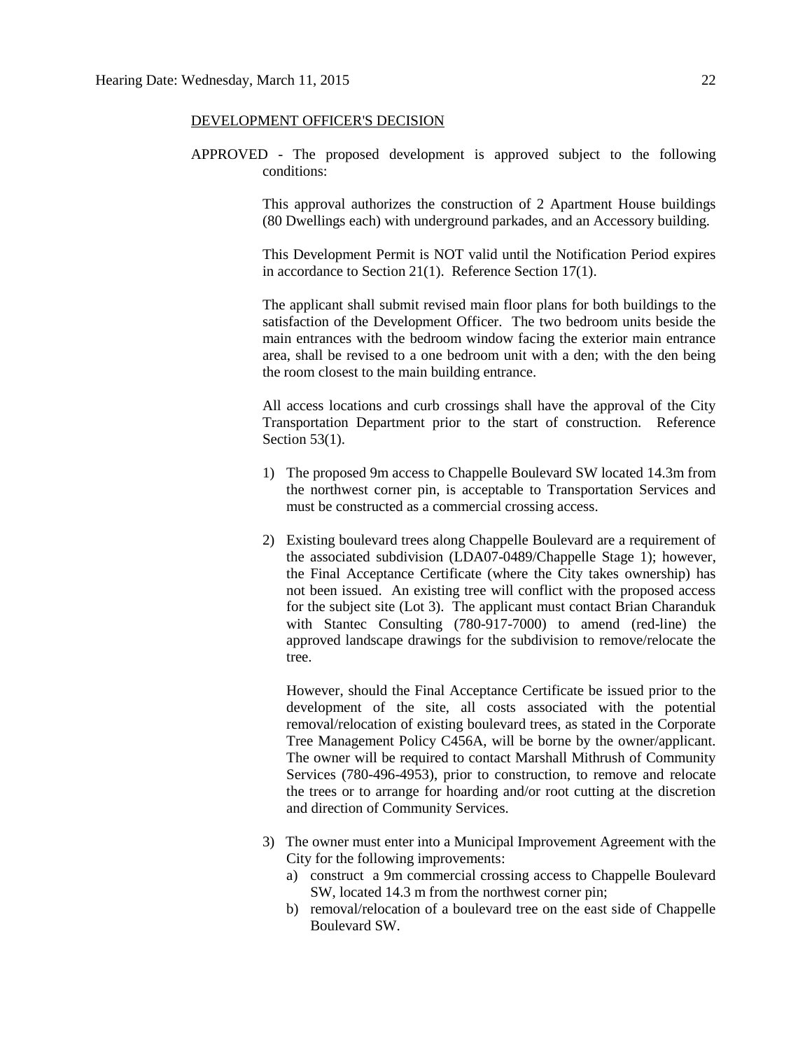DEVELOPMENT OFFICER'S DECISION

APPROVED - The proposed development is approved subject to the following conditions:

This approval authorizes the construction of 2 Apartment House buildings (80 Dwellings each) with underground parkades, and an Accessory building.

This Development Permit is NOT valid until the Notification Period expires in accordance to Section 21(1). Reference Section 17(1).

The applicant shall submit revised main floor plans for both buildings to the satisfaction of the Development Officer. The two bedroom units beside the main entrances with the bedroom window facing the exterior main entrance area, shall be revised to a one bedroom unit with a den; with the den being the room closest to the main building entrance.

All access locations and curb crossings shall have the approval of the City Transportation Department prior to the start of construction. Reference Section 53(1).

1) The proposed 9m access to Chappelle Boulevard SW located 14.3m from the northwest corner pin, is acceptable to Transportation Services and must be constructed as a commercial crossing access.

2) Existing boulevard trees along Chappelle Boulevard are a requirement of the associated subdivision (LDA07-0489/Chappelle Stage 1); however, the Final Acceptance Certificate (where the City takes ownership) has not been issued. An existing tree will conflict with the proposed access for the subject site (Lot 3). The applicant must contact Brian Charanduk with Stantec Consulting (780-917-7000) to amend (red-line) the approved landscape drawings for the subdivision to remove/relocate the tree.

   However, should the Final Acceptance Certificate be issued prior to the development of the site, all costs associated with the potential removal/relocation of existing boulevard trees, as stated in the Corporate Tree Management Policy C456A, will be borne by the owner/applicant. The owner will be required to contact Marshall Mithrush of Community Services (780-496-4953), prior to construction, to remove and relocate the trees or to arrange for hoarding and/or root cutting at the discretion and direction of Community Services.

3) The owner must enter into a Municipal Improvement Agreement with the City for the following improvements:
   a) construct a 9m commercial crossing access to Chappelle Boulevard SW, located 14.3 m from the northwest corner pin;
   b) removal/relocation of a boulevard tree on the east side of Chappelle Boulevard SW.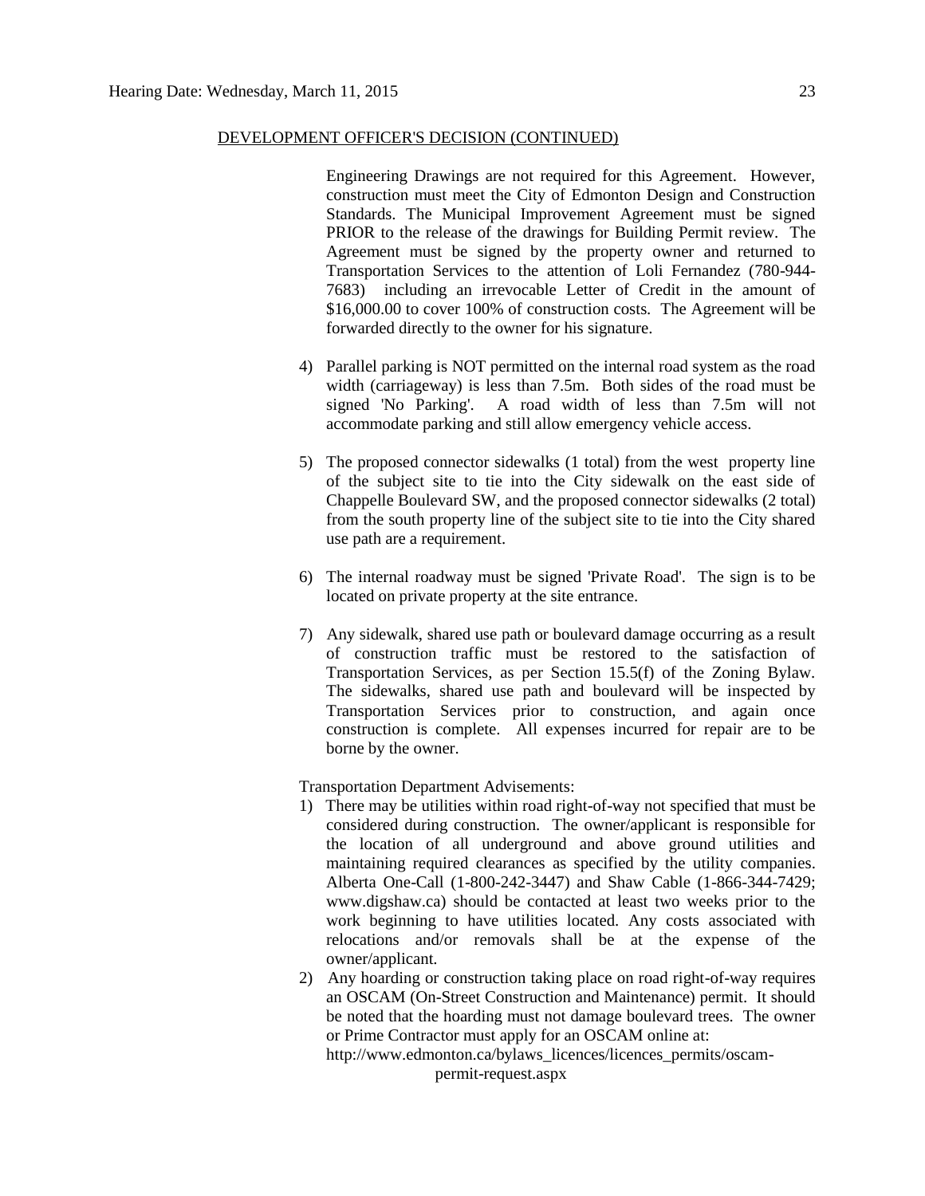DEVELOPMENT OFFICER'S DECISION (CONTINUED)

Engineering Drawings are not required for this Agreement. However, construction must meet the City of Edmonton Design and Construction Standards. The Municipal Improvement Agreement must be signed PRIOR to the release of the drawings for Building Permit review. The Agreement must be signed by the property owner and returned to Transportation Services to the attention of Loli Fernandez (780-944-7683) including an irrevocable Letter of Credit in the amount of $16,000.00 to cover 100% of construction costs. The Agreement will be forwarded directly to the owner for his signature.

4) Parallel parking is NOT permitted on the internal road system as the road width (carriageway) is less than 7.5m. Both sides of the road must be signed 'No Parking'. A road width of less than 7.5m will not accommodate parking and still allow emergency vehicle access.

5) The proposed connector sidewalks (1 total) from the west property line of the subject site to tie into the City sidewalk on the east side of Chappelle Boulevard SW, and the proposed connector sidewalks (2 total) from the south property line of the subject site to tie into the City shared use path are a requirement.

6) The internal roadway must be signed 'Private Road'. The sign is to be located on private property at the site entrance.

7) Any sidewalk, shared use path or boulevard damage occurring as a result of construction traffic must be restored to the satisfaction of Transportation Services, as per Section 15.5(f) of the Zoning Bylaw. The sidewalks, shared use path and boulevard will be inspected by Transportation Services prior to construction, and again once construction is complete. All expenses incurred for repair are to be borne by the owner.

Transportation Department Advisements:

1) There may be utilities within road right-of-way not specified that must be considered during construction. The owner/applicant is responsible for the location of all underground and above ground utilities and maintaining required clearances as specified by the utility companies. Alberta One-Call (1-800-242-3447) and Shaw Cable (1-866-344-7429; www.digshaw.ca) should be contacted at least two weeks prior to the work beginning to have utilities located. Any costs associated with relocations and/or removals shall be at the expense of the owner/applicant.
2) Any hoarding or construction taking place on road right-of-way requires an OSCAM (On-Street Construction and Maintenance) permit. It should be noted that the hoarding must not damage boulevard trees. The owner or Prime Contractor must apply for an OSCAM online at: http://www.edmonton.ca/bylaws_licences/licences_permits/oscam-permit-request.aspx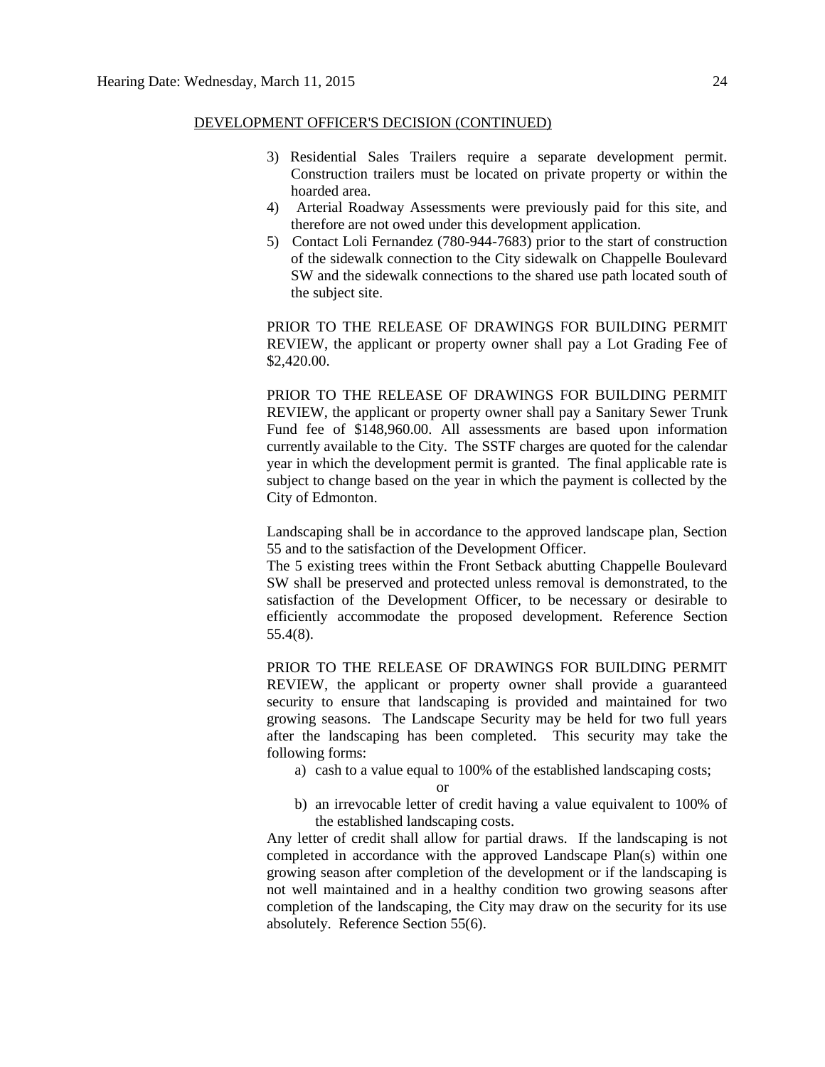DEVELOPMENT OFFICER'S DECISION (CONTINUED)

3) Residential Sales Trailers require a separate development permit. Construction trailers must be located on private property or within the hoarded area.
4) Arterial Roadway Assessments were previously paid for this site, and therefore are not owed under this development application.
5) Contact Loli Fernandez (780-944-7683) prior to the start of construction of the sidewalk connection to the City sidewalk on Chappelle Boulevard SW and the sidewalk connections to the shared use path located south of the subject site.

PRIOR TO THE RELEASE OF DRAWINGS FOR BUILDING PERMIT REVIEW, the applicant or property owner shall pay a Lot Grading Fee of $2,420.00.

PRIOR TO THE RELEASE OF DRAWINGS FOR BUILDING PERMIT REVIEW, the applicant or property owner shall pay a Sanitary Sewer Trunk Fund fee of $148,960.00. All assessments are based upon information currently available to the City. The SSTF charges are quoted for the calendar year in which the development permit is granted. The final applicable rate is subject to change based on the year in which the payment is collected by the City of Edmonton.

Landscaping shall be in accordance to the approved landscape plan, Section 55 and to the satisfaction of the Development Officer.
The 5 existing trees within the Front Setback abutting Chappelle Boulevard SW shall be preserved and protected unless removal is demonstrated, to the satisfaction of the Development Officer, to be necessary or desirable to efficiently accommodate the proposed development. Reference Section 55.4(8).

PRIOR TO THE RELEASE OF DRAWINGS FOR BUILDING PERMIT REVIEW, the applicant or property owner shall provide a guaranteed security to ensure that landscaping is provided and maintained for two growing seasons. The Landscape Security may be held for two full years after the landscaping has been completed. This security may take the following forms:

a) cash to a value equal to 100% of the established landscaping costs;

or

b) an irrevocable letter of credit having a value equivalent to 100% of the established landscaping costs.

Any letter of credit shall allow for partial draws. If the landscaping is not completed in accordance with the approved Landscape Plan(s) within one growing season after completion of the development or if the landscaping is not well maintained and in a healthy condition two growing seasons after completion of the landscaping, the City may draw on the security for its use absolutely. Reference Section 55(6).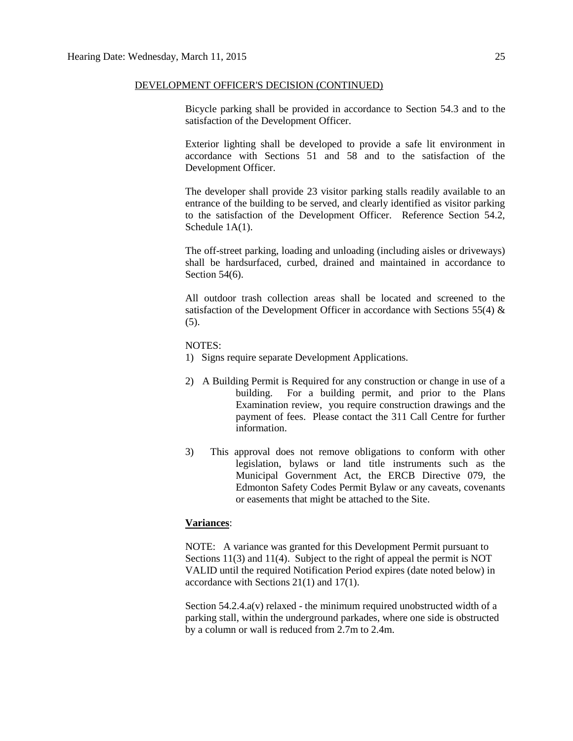DEVELOPMENT OFFICER'S DECISION (CONTINUED)

Bicycle parking shall be provided in accordance to Section 54.3 and to the satisfaction of the Development Officer.

Exterior lighting shall be developed to provide a safe lit environment in accordance with Sections 51 and 58 and to the satisfaction of the Development Officer.

The developer shall provide 23 visitor parking stalls readily available to an entrance of the building to be served, and clearly identified as visitor parking to the satisfaction of the Development Officer. Reference Section 54.2, Schedule 1A(1).

The off-street parking, loading and unloading (including aisles or driveways) shall be hardsurfaced, curbed, drained and maintained in accordance to Section 54(6).

All outdoor trash collection areas shall be located and screened to the satisfaction of the Development Officer in accordance with Sections 55(4) & (5).

NOTES:

1) Signs require separate Development Applications.

2) A Building Permit is Required for any construction or change in use of a building. For a building permit, and prior to the Plans Examination review, you require construction drawings and the payment of fees. Please contact the 311 Call Centre for further information.

3) This approval does not remove obligations to conform with other legislation, bylaws or land title instruments such as the Municipal Government Act, the ERCB Directive 079, the Edmonton Safety Codes Permit Bylaw or any caveats, covenants or easements that might be attached to the Site.

**Variances**:

NOTE: A variance was granted for this Development Permit pursuant to Sections 11(3) and 11(4). Subject to the right of appeal the permit is NOT VALID until the required Notification Period expires (date noted below) in accordance with Sections 21(1) and 17(1).

Section 54.2.4.a(v) relaxed - the minimum required unobstructed width of a parking stall, within the underground parkades, where one side is obstructed by a column or wall is reduced from 2.7m to 2.4m.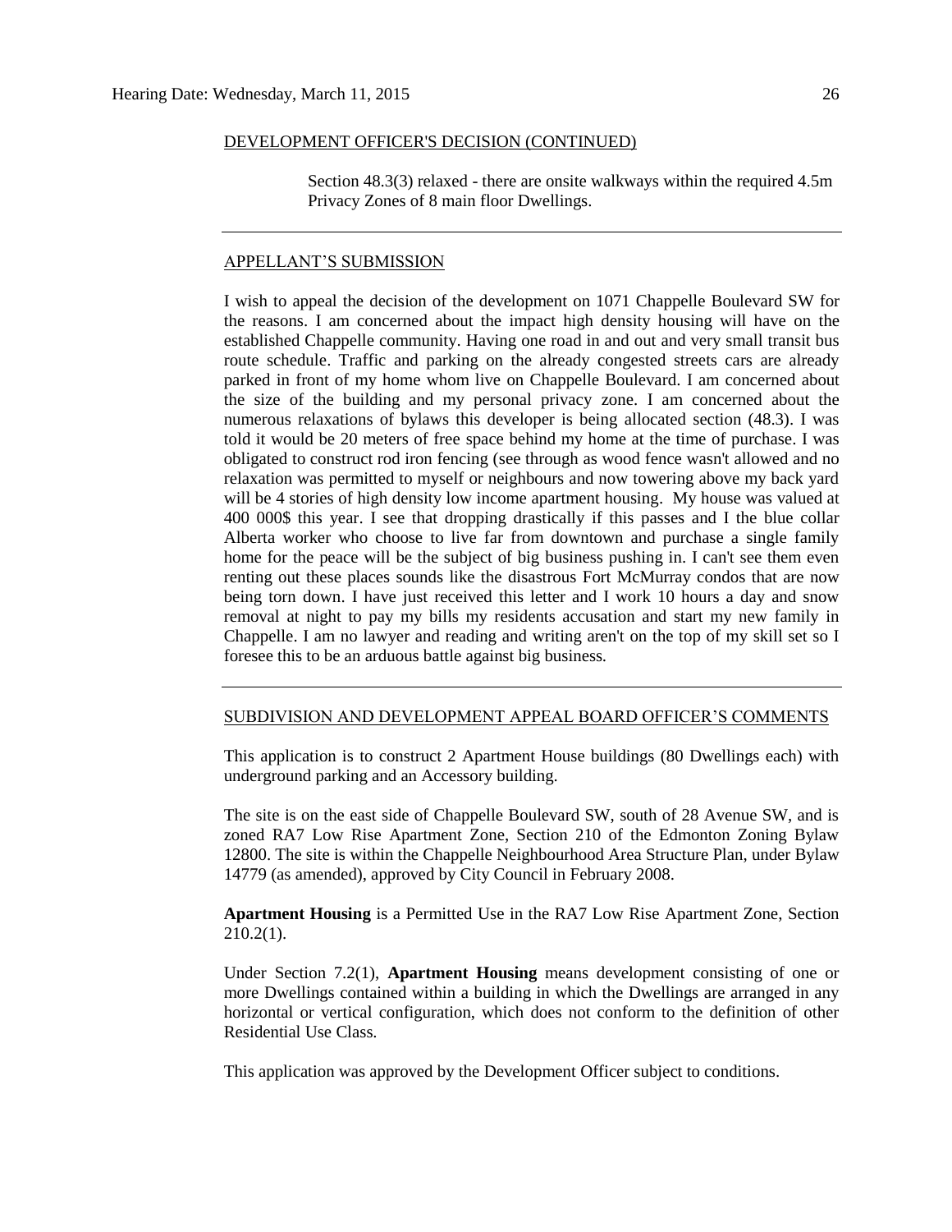DEVELOPMENT OFFICER'S DECISION (CONTINUED)

> Section 48.3(3) relaxed - there are onsite walkways within the required 4.5m Privacy Zones of 8 main floor Dwellings.

---

APPELLANT'S SUBMISSION

I wish to appeal the decision of the development on 1071 Chappelle Boulevard SW for the reasons. I am concerned about the impact high density housing will have on the established Chappelle community. Having one road in and out and very small transit bus route schedule. Traffic and parking on the already congested streets cars are already parked in front of my home whom live on Chappelle Boulevard. I am concerned about the size of the building and my personal privacy zone. I am concerned about the numerous relaxations of bylaws this developer is being allocated section (48.3). I was told it would be 20 meters of free space behind my home at the time of purchase. I was obligated to construct rod iron fencing (see through as wood fence wasn't allowed and no relaxation was permitted to myself or neighbours and now towering above my back yard will be 4 stories of high density low income apartment housing. My house was valued at 400 000$ this year. I see that dropping drastically if this passes and I the blue collar Alberta worker who choose to live far from downtown and purchase a single family home for the peace will be the subject of big business pushing in. I can't see them even renting out these places sounds like the disastrous Fort McMurray condos that are now being torn down. I have just received this letter and I work 10 hours a day and snow removal at night to pay my bills my residents accusation and start my new family in Chappelle. I am no lawyer and reading and writing aren't on the top of my skill set so I foresee this to be an arduous battle against big business.

---

SUBDIVISION AND DEVELOPMENT APPEAL BOARD OFFICER'S COMMENTS

This application is to construct 2 Apartment House buildings (80 Dwellings each) with underground parking and an Accessory building.

The site is on the east side of Chappelle Boulevard SW, south of 28 Avenue SW, and is zoned RA7 Low Rise Apartment Zone, Section 210 of the Edmonton Zoning Bylaw 12800. The site is within the Chappelle Neighbourhood Area Structure Plan, under Bylaw 14779 (as amended), approved by City Council in February 2008.

**Apartment Housing** is a Permitted Use in the RA7 Low Rise Apartment Zone, Section 210.2(1).

Under Section 7.2(1), **Apartment Housing** means development consisting of one or more Dwellings contained within a building in which the Dwellings are arranged in any horizontal or vertical configuration, which does not conform to the definition of other Residential Use Class.

This application was approved by the Development Officer subject to conditions.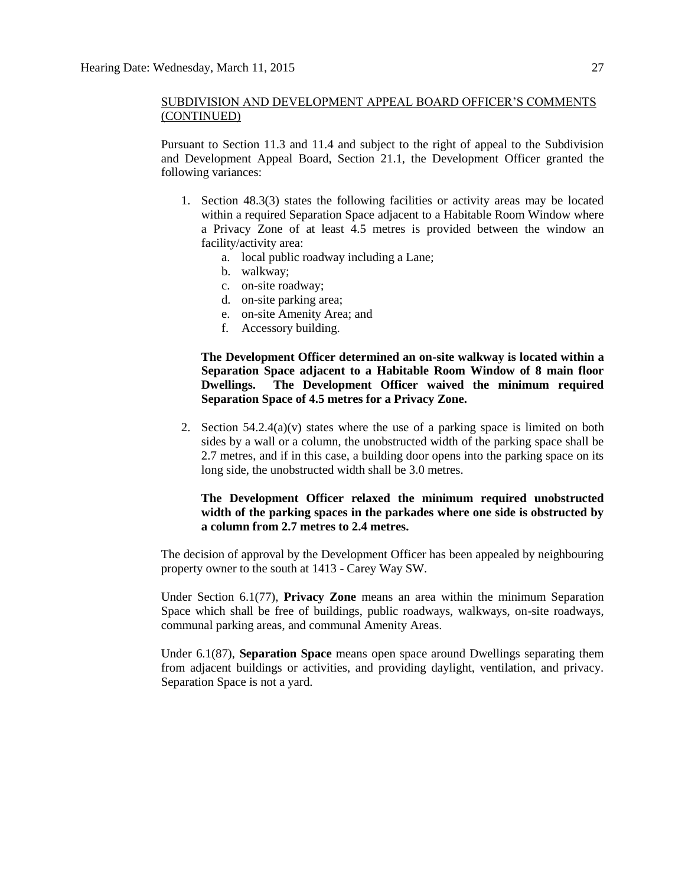SUBDIVISION AND DEVELOPMENT APPEAL BOARD OFFICER'S COMMENTS (CONTINUED)

Pursuant to Section 11.3 and 11.4 and subject to the right of appeal to the Subdivision and Development Appeal Board, Section 21.1, the Development Officer granted the following variances:

1. Section 48.3(3) states the following facilities or activity areas may be located within a required Separation Space adjacent to a Habitable Room Window where a Privacy Zone of at least 4.5 metres is provided between the window an facility/activity area:
   a. local public roadway including a Lane;
   b. walkway;
   c. on-site roadway;
   d. on-site parking area;
   e. on-site Amenity Area; and
   f. Accessory building.

   **The Development Officer determined an on-site walkway is located within a Separation Space adjacent to a Habitable Room Window of 8 main floor Dwellings. The Development Officer waived the minimum required Separation Space of 4.5 metres for a Privacy Zone.**

2. Section 54.2.4(a)(v) states where the use of a parking space is limited on both sides by a wall or a column, the unobstructed width of the parking space shall be 2.7 metres, and if in this case, a building door opens into the parking space on its long side, the unobstructed width shall be 3.0 metres.

   **The Development Officer relaxed the minimum required unobstructed width of the parking spaces in the parkades where one side is obstructed by a column from 2.7 metres to 2.4 metres.**

The decision of approval by the Development Officer has been appealed by neighbouring property owner to the south at 1413 - Carey Way SW.

Under Section 6.1(77), **Privacy Zone** means an area within the minimum Separation Space which shall be free of buildings, public roadways, walkways, on-site roadways, communal parking areas, and communal Amenity Areas.

Under 6.1(87), **Separation Space** means open space around Dwellings separating them from adjacent buildings or activities, and providing daylight, ventilation, and privacy. Separation Space is not a yard.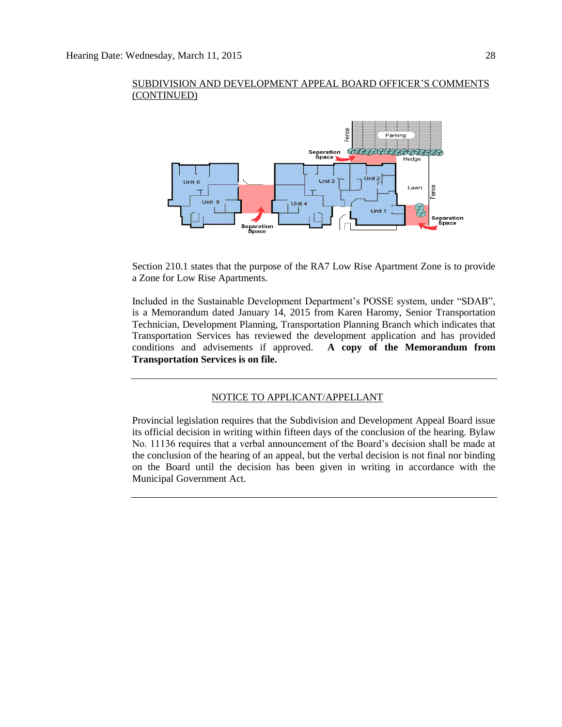SUBDIVISION AND DEVELOPMENT APPEAL BOARD OFFICER'S COMMENTS (CONTINUED)

Section 210.1 states that the purpose of the RA7 Low Rise Apartment Zone is to provide a Zone for Low Rise Apartments.

Included in the Sustainable Development Department's POSSE system, under "SDAB", is a Memorandum dated January 14, 2015 from Karen Haromy, Senior Transportation Technician, Development Planning, Transportation Planning Branch which indicates that Transportation Services has reviewed the development application and has provided conditions and advisements if approved. **A copy of the Memorandum from Transportation Services is on file.**

---

NOTICE TO APPLICANT/APPELLANT

Provincial legislation requires that the Subdivision and Development Appeal Board issue its official decision in writing within fifteen days of the conclusion of the hearing. Bylaw No. 11136 requires that a verbal announcement of the Board's decision shall be made at the conclusion of the hearing of an appeal, but the verbal decision is not final nor binding on the Board until the decision has been given in writing in accordance with the Municipal Government Act.

---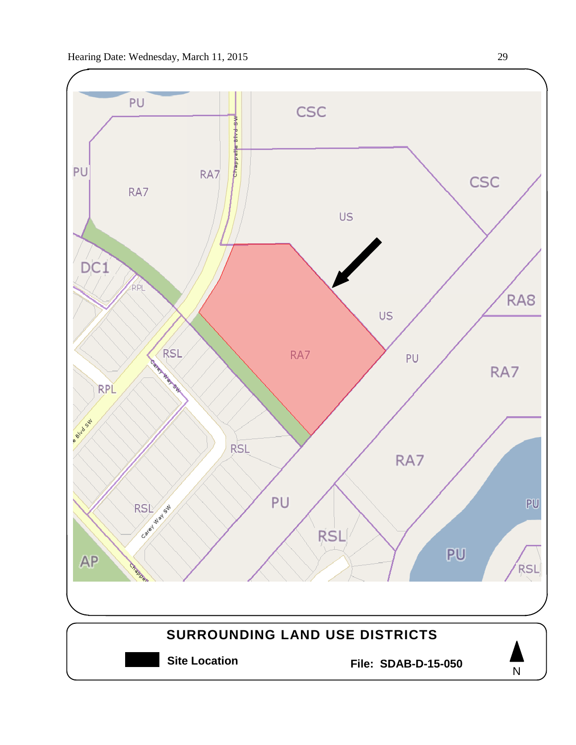SURROUNDING LAND USE DISTRICTS

Site Location

File: SDAB-D-15-050

N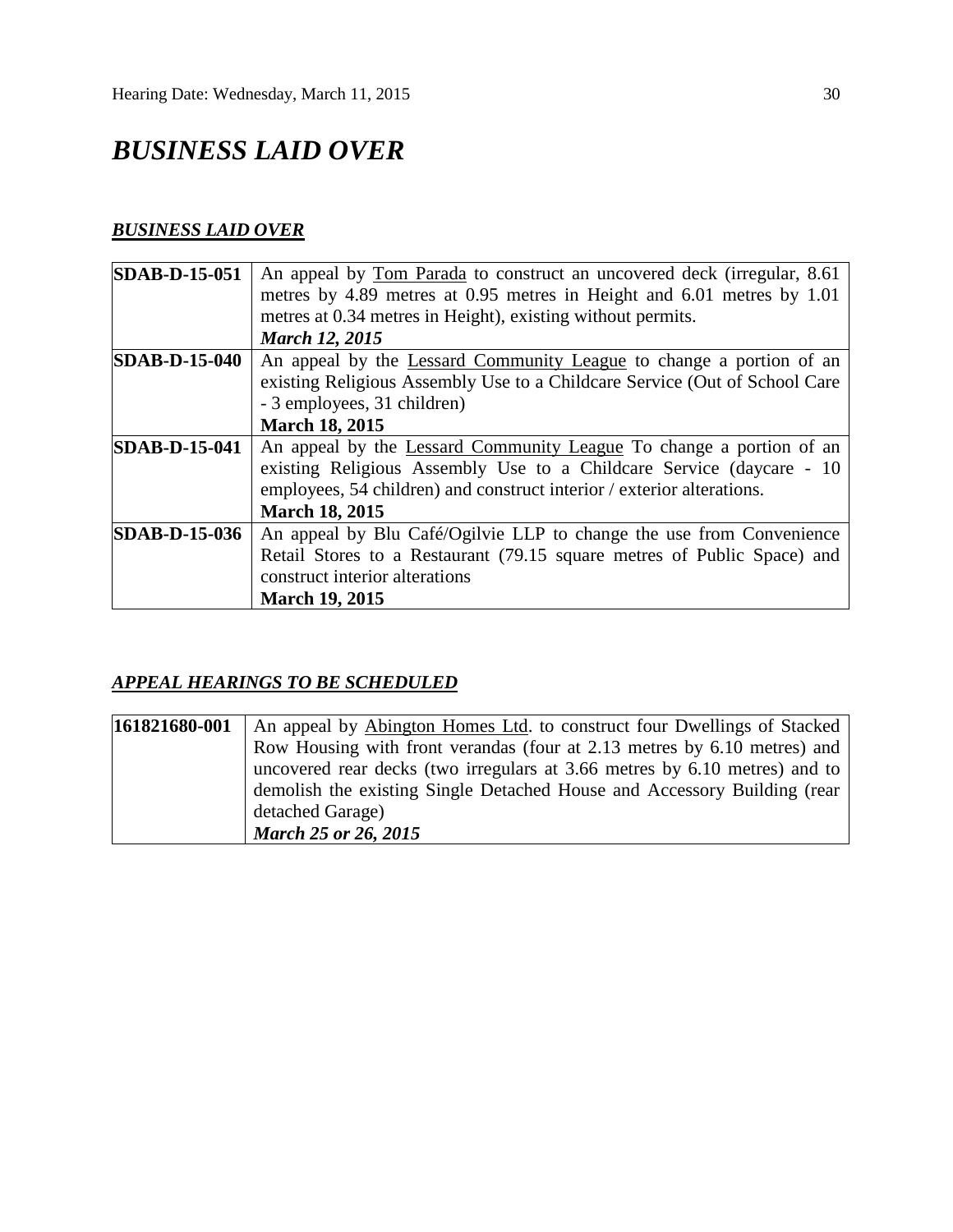# *BUSINESS LAID OVER*

## ***BUSINESS LAID OVER***

| | |
|---|---|
| **SDAB-D-15-051** | An appeal by Tom Parada to construct an uncovered deck (irregular, 8.61 metres by 4.89 metres at 0.95 metres in Height and 6.01 metres by 1.01 metres at 0.34 metres in Height), existing without permits. ***March 12, 2015*** |
| **SDAB-D-15-040** | An appeal by the Lessard Community League to change a portion of an existing Religious Assembly Use to a Childcare Service (Out of School Care - 3 employees, 31 children) **March 18, 2015** |
| **SDAB-D-15-041** | An appeal by the Lessard Community League To change a portion of an existing Religious Assembly Use to a Childcare Service (daycare - 10 employees, 54 children) and construct interior / exterior alterations. **March 18, 2015** |
| **SDAB-D-15-036** | An appeal by Blu Café/Ogilvie LLP to change the use from Convenience Retail Stores to a Restaurant (79.15 square metres of Public Space) and construct interior alterations **March 19, 2015** |

## ***APPEAL HEARINGS TO BE SCHEDULED***

| | |
|---|---|
| **161821680-001** | An appeal by Abington Homes Ltd. to construct four Dwellings of Stacked Row Housing with front verandas (four at 2.13 metres by 6.10 metres) and uncovered rear decks (two irregulars at 3.66 metres by 6.10 metres) and to demolish the existing Single Detached House and Accessory Building (rear detached Garage) ***March 25 or 26, 2015*** |